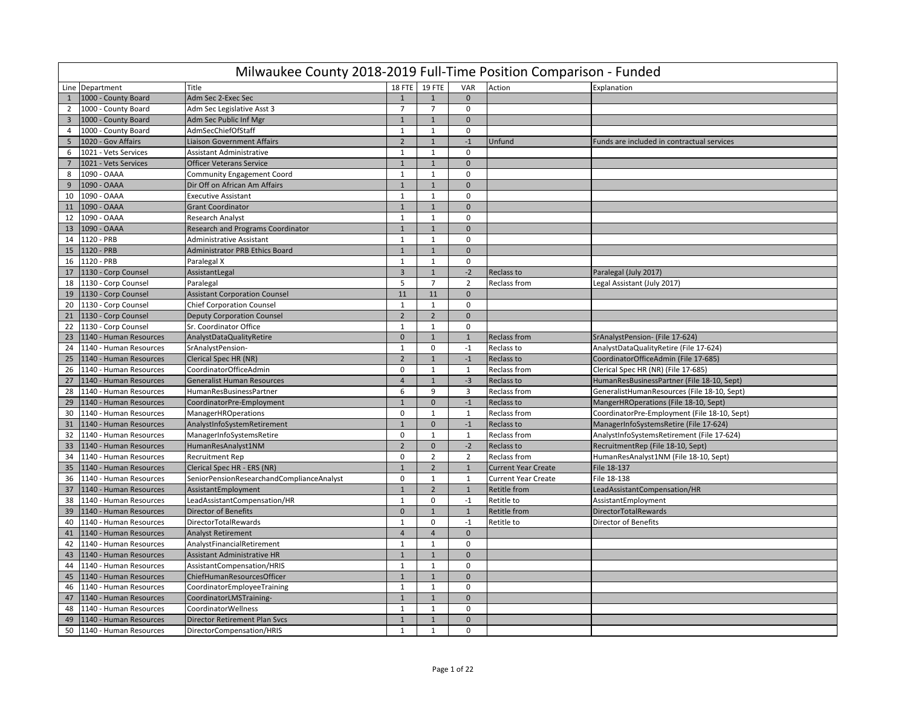# Milwaukee County 2018-2019 Full-Time Position Comparison - Funded

| Line | Department | Title | 18 FTE | 19 FTE | VAR | Action | Explanation |
|---|---|---|---|---|---|---|---|
| 1 | 1000 - County Board | Adm Sec 2-Exec Sec | 1 | 1 | 0 | | |
| 2 | 1000 - County Board | Adm Sec Legislative Asst 3 | 7 | 7 | 0 | | |
| 3 | 1000 - County Board | Adm Sec Public Inf Mgr | 1 | 1 | 0 | | |
| 4 | 1000 - County Board | AdmSecChiefOfStaff | 1 | 1 | 0 | | |
| 5 | 1020 - Gov Affairs | Liaison Government Affairs | 2 | 1 | -1 | Unfund | Funds are included in contractual services |
| 6 | 1021 - Vets Services | Assistant Administrative | 1 | 1 | 0 | | |
| 7 | 1021 - Vets Services | Officer Veterans Service | 1 | 1 | 0 | | |
| 8 | 1090 - OAAA | Community Engagement Coord | 1 | 1 | 0 | | |
| 9 | 1090 - OAAA | Dir Off on African Am Affairs | 1 | 1 | 0 | | |
| 10 | 1090 - OAAA | Executive Assistant | 1 | 1 | 0 | | |
| 11 | 1090 - OAAA | Grant Coordinator | 1 | 1 | 0 | | |
| 12 | 1090 - OAAA | Research Analyst | 1 | 1 | 0 | | |
| 13 | 1090 - OAAA | Research and Programs Coordinator | 1 | 1 | 0 | | |
| 14 | 1120 - PRB | Administrative Assistant | 1 | 1 | 0 | | |
| 15 | 1120 - PRB | Administrator PRB Ethics Board | 1 | 1 | 0 | | |
| 16 | 1120 - PRB | Paralegal X | 1 | 1 | 0 | | |
| 17 | 1130 - Corp Counsel | AssistantLegal | 3 | 1 | -2 | Reclass to | Paralegal (July 2017) |
| 18 | 1130 - Corp Counsel | Paralegal | 5 | 7 | 2 | Reclass from | Legal Assistant (July 2017) |
| 19 | 1130 - Corp Counsel | Assistant Corporation Counsel | 11 | 11 | 0 | | |
| 20 | 1130 - Corp Counsel | Chief Corporation Counsel | 1 | 1 | 0 | | |
| 21 | 1130 - Corp Counsel | Deputy Corporation Counsel | 2 | 2 | 0 | | |
| 22 | 1130 - Corp Counsel | Sr. Coordinator Office | 1 | 1 | 0 | | |
| 23 | 1140 - Human Resources | AnalystDataQualityRetire | 0 | 1 | 1 | Reclass from | SrAnalystPension- (File 17-624) |
| 24 | 1140 - Human Resources | SrAnalystPension- | 1 | 0 | -1 | Reclass to | AnalystDataQualityRetire (File 17-624) |
| 25 | 1140 - Human Resources | Clerical Spec HR (NR) | 2 | 1 | -1 | Reclass to | CoordinatorOfficeAdmin (File 17-685) |
| 26 | 1140 - Human Resources | CoordinatorOfficeAdmin | 0 | 1 | 1 | Reclass from | Clerical Spec HR (NR) (File 17-685) |
| 27 | 1140 - Human Resources | Generalist Human Resources | 4 | 1 | -3 | Reclass to | HumanResBusinessPartner (File 18-10, Sept) |
| 28 | 1140 - Human Resources | HumanResBusinessPartner | 6 | 9 | 3 | Reclass from | GeneralistHumanResources (File 18-10, Sept) |
| 29 | 1140 - Human Resources | CoordinatorPre-Employment | 1 | 0 | -1 | Reclass to | MangerHROperations (File 18-10, Sept) |
| 30 | 1140 - Human Resources | ManagerHROperations | 0 | 1 | 1 | Reclass from | CoordinatorPre-Employment (File 18-10, Sept) |
| 31 | 1140 - Human Resources | AnalystInfoSystemRetirement | 1 | 0 | -1 | Reclass to | ManagerInfoSystemsRetire (File 17-624) |
| 32 | 1140 - Human Resources | ManagerInfoSystemsRetire | 0 | 1 | 1 | Reclass from | AnalystInfoSystemsRetirement (File 17-624) |
| 33 | 1140 - Human Resources | HumanResAnalyst1NM | 2 | 0 | -2 | Reclass to | RecruitmentRep (File 18-10, Sept) |
| 34 | 1140 - Human Resources | Recruitment Rep | 0 | 2 | 2 | Reclass from | HumanResAnalyst1NM (File 18-10, Sept) |
| 35 | 1140 - Human Resources | Clerical Spec HR - ERS (NR) | 1 | 2 | 1 | Current Year Create | File 18-137 |
| 36 | 1140 - Human Resources | SeniorPensionResearchandComplianceAnalyst | 0 | 1 | 1 | Current Year Create | File 18-138 |
| 37 | 1140 - Human Resources | AssistantEmployment | 1 | 2 | 1 | Retitle from | LeadAssistantCompensation/HR |
| 38 | 1140 - Human Resources | LeadAssistantCompensation/HR | 1 | 0 | -1 | Retitle to | AssistantEmployment |
| 39 | 1140 - Human Resources | Director of Benefits | 0 | 1 | 1 | Retitle from | DirectorTotalRewards |
| 40 | 1140 - Human Resources | DirectorTotalRewards | 1 | 0 | -1 | Retitle to | Director of Benefits |
| 41 | 1140 - Human Resources | Analyst Retirement | 4 | 4 | 0 | | |
| 42 | 1140 - Human Resources | AnalystFinancialRetirement | 1 | 1 | 0 | | |
| 43 | 1140 - Human Resources | Assistant Administrative HR | 1 | 1 | 0 | | |
| 44 | 1140 - Human Resources | AssistantCompensation/HRIS | 1 | 1 | 0 | | |
| 45 | 1140 - Human Resources | ChiefHumanResourcesOfficer | 1 | 1 | 0 | | |
| 46 | 1140 - Human Resources | CoordinatorEmployeeTraining | 1 | 1 | 0 | | |
| 47 | 1140 - Human Resources | CoordinatorLMSTraining- | 1 | 1 | 0 | | |
| 48 | 1140 - Human Resources | CoordinatorWellness | 1 | 1 | 0 | | |
| 49 | 1140 - Human Resources | Director Retirement Plan Svcs | 1 | 1 | 0 | | |
| 50 | 1140 - Human Resources | DirectorCompensation/HRIS | 1 | 1 | 0 | | |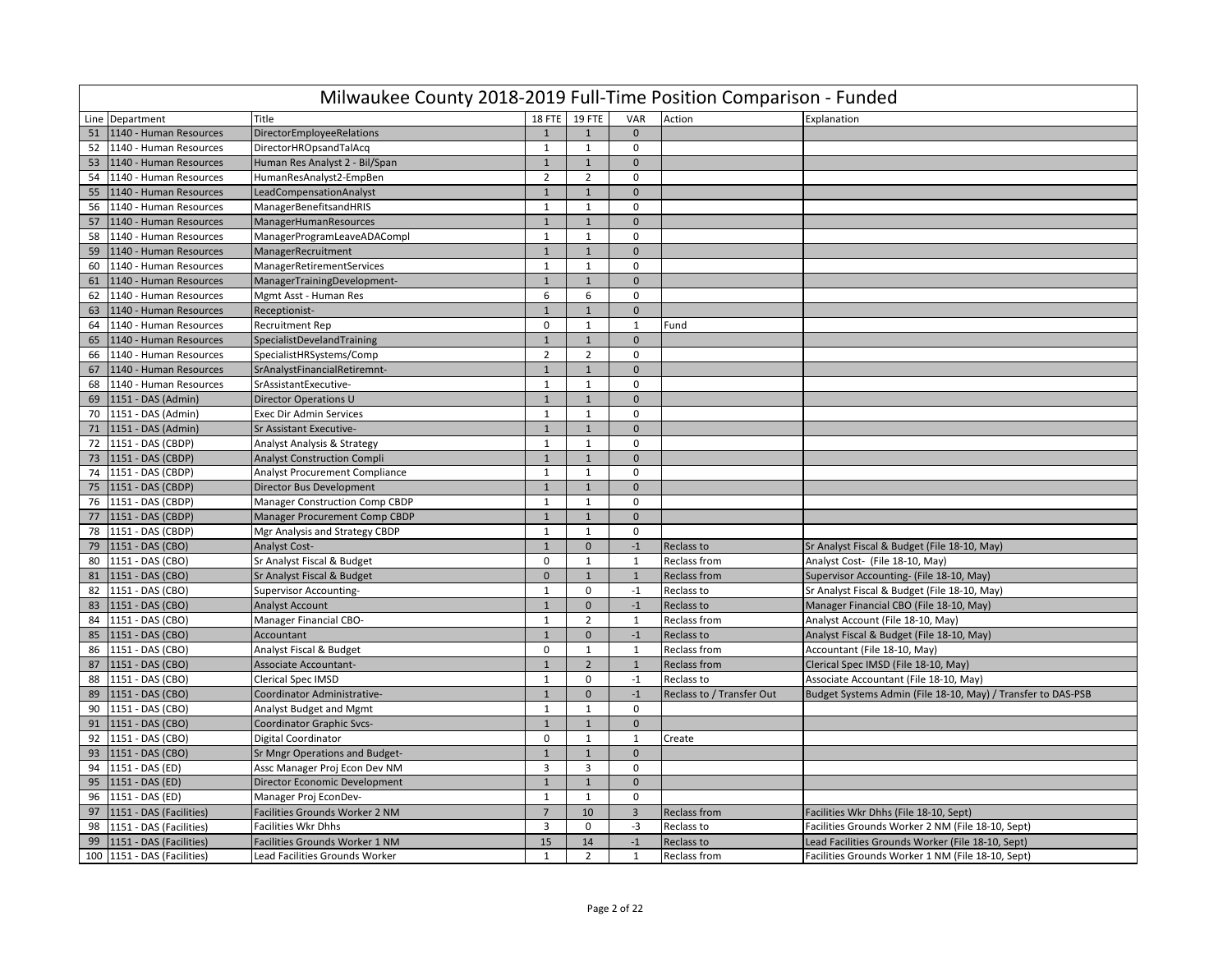# Milwaukee County 2018-2019 Full-Time Position Comparison - Funded

| Line | Department | Title | 18 FTE | 19 FTE | VAR | Action | Explanation |
|---|---|---|---|---|---|---|---|
| 51 | 1140 - Human Resources | DirectorEmployeeRelations | 1 | 1 | 0 | | |
| 52 | 1140 - Human Resources | DirectorHROpsandTalAcq | 1 | 1 | 0 | | |
| 53 | 1140 - Human Resources | Human Res Analyst 2 - Bil/Span | 1 | 1 | 0 | | |
| 54 | 1140 - Human Resources | HumanResAnalyst2-EmpBen | 2 | 2 | 0 | | |
| 55 | 1140 - Human Resources | LeadCompensationAnalyst | 1 | 1 | 0 | | |
| 56 | 1140 - Human Resources | ManagerBenefitsandHRIS | 1 | 1 | 0 | | |
| 57 | 1140 - Human Resources | ManagerHumanResources | 1 | 1 | 0 | | |
| 58 | 1140 - Human Resources | ManagerProgramLeaveADACompl | 1 | 1 | 0 | | |
| 59 | 1140 - Human Resources | ManagerRecruitment | 1 | 1 | 0 | | |
| 60 | 1140 - Human Resources | ManagerRetirementServices | 1 | 1 | 0 | | |
| 61 | 1140 - Human Resources | ManagerTrainingDevelopment- | 1 | 1 | 0 | | |
| 62 | 1140 - Human Resources | Mgmt Asst - Human Res | 6 | 6 | 0 | | |
| 63 | 1140 - Human Resources | Receptionist- | 1 | 1 | 0 | | |
| 64 | 1140 - Human Resources | Recruitment Rep | 0 | 1 | 1 | Fund | |
| 65 | 1140 - Human Resources | SpecialistDevelandTraining | 1 | 1 | 0 | | |
| 66 | 1140 - Human Resources | SpecialistHRSystems/Comp | 2 | 2 | 0 | | |
| 67 | 1140 - Human Resources | SrAnalystFinancialRetiremnt- | 1 | 1 | 0 | | |
| 68 | 1140 - Human Resources | SrAssistantExecutive- | 1 | 1 | 0 | | |
| 69 | 1151 - DAS (Admin) | Director Operations U | 1 | 1 | 0 | | |
| 70 | 1151 - DAS (Admin) | Exec Dir Admin Services | 1 | 1 | 0 | | |
| 71 | 1151 - DAS (Admin) | Sr Assistant Executive- | 1 | 1 | 0 | | |
| 72 | 1151 - DAS (CBDP) | Analyst Analysis & Strategy | 1 | 1 | 0 | | |
| 73 | 1151 - DAS (CBDP) | Analyst Construction Compli | 1 | 1 | 0 | | |
| 74 | 1151 - DAS (CBDP) | Analyst Procurement Compliance | 1 | 1 | 0 | | |
| 75 | 1151 - DAS (CBDP) | Director Bus Development | 1 | 1 | 0 | | |
| 76 | 1151 - DAS (CBDP) | Manager Construction Comp CBDP | 1 | 1 | 0 | | |
| 77 | 1151 - DAS (CBDP) | Manager Procurement Comp CBDP | 1 | 1 | 0 | | |
| 78 | 1151 - DAS (CBDP) | Mgr Analysis and Strategy CBDP | 1 | 1 | 0 | | |
| 79 | 1151 - DAS (CBO) | Analyst Cost- | 1 | 0 | -1 | Reclass to | Sr Analyst Fiscal & Budget (File 18-10, May) |
| 80 | 1151 - DAS (CBO) | Sr Analyst Fiscal & Budget | 0 | 1 | 1 | Reclass from | Analyst Cost- (File 18-10, May) |
| 81 | 1151 - DAS (CBO) | Sr Analyst Fiscal & Budget | 0 | 1 | 1 | Reclass from | Supervisor Accounting- (File 18-10, May) |
| 82 | 1151 - DAS (CBO) | Supervisor Accounting- | 1 | 0 | -1 | Reclass to | Sr Analyst Fiscal & Budget (File 18-10, May) |
| 83 | 1151 - DAS (CBO) | Analyst Account | 1 | 0 | -1 | Reclass to | Manager Financial CBO (File 18-10, May) |
| 84 | 1151 - DAS (CBO) | Manager Financial CBO- | 1 | 2 | 1 | Reclass from | Analyst Account (File 18-10, May) |
| 85 | 1151 - DAS (CBO) | Accountant | 1 | 0 | -1 | Reclass to | Analyst Fiscal & Budget (File 18-10, May) |
| 86 | 1151 - DAS (CBO) | Analyst Fiscal & Budget | 0 | 1 | 1 | Reclass from | Accountant (File 18-10, May) |
| 87 | 1151 - DAS (CBO) | Associate Accountant- | 1 | 2 | 1 | Reclass from | Clerical Spec IMSD (File 18-10, May) |
| 88 | 1151 - DAS (CBO) | Clerical Spec IMSD | 1 | 0 | -1 | Reclass to | Associate Accountant (File 18-10, May) |
| 89 | 1151 - DAS (CBO) | Coordinator Administrative- | 1 | 0 | -1 | Reclass to / Transfer Out | Budget Systems Admin (File 18-10, May) / Transfer to DAS-PSB |
| 90 | 1151 - DAS (CBO) | Analyst Budget and Mgmt | 1 | 1 | 0 | | |
| 91 | 1151 - DAS (CBO) | Coordinator Graphic Svcs- | 1 | 1 | 0 | | |
| 92 | 1151 - DAS (CBO) | Digital Coordinator | 0 | 1 | 1 | Create | |
| 93 | 1151 - DAS (CBO) | Sr Mngr Operations and Budget- | 1 | 1 | 0 | | |
| 94 | 1151 - DAS (ED) | Assc Manager Proj Econ Dev NM | 3 | 3 | 0 | | |
| 95 | 1151 - DAS (ED) | Director Economic Development | 1 | 1 | 0 | | |
| 96 | 1151 - DAS (ED) | Manager Proj EconDev- | 1 | 1 | 0 | | |
| 97 | 1151 - DAS (Facilities) | Facilities Grounds Worker 2 NM | 7 | 10 | 3 | Reclass from | Facilities Wkr Dhhs (File 18-10, Sept) |
| 98 | 1151 - DAS (Facilities) | Facilities Wkr Dhhs | 3 | 0 | -3 | Reclass to | Facilities Grounds Worker 2 NM (File 18-10, Sept) |
| 99 | 1151 - DAS (Facilities) | Facilities Grounds Worker 1 NM | 15 | 14 | -1 | Reclass to | Lead Facilities Grounds Worker (File 18-10, Sept) |
| 100 | 1151 - DAS (Facilities) | Lead Facilities Grounds Worker | 1 | 2 | 1 | Reclass from | Facilities Grounds Worker 1 NM (File 18-10, Sept) |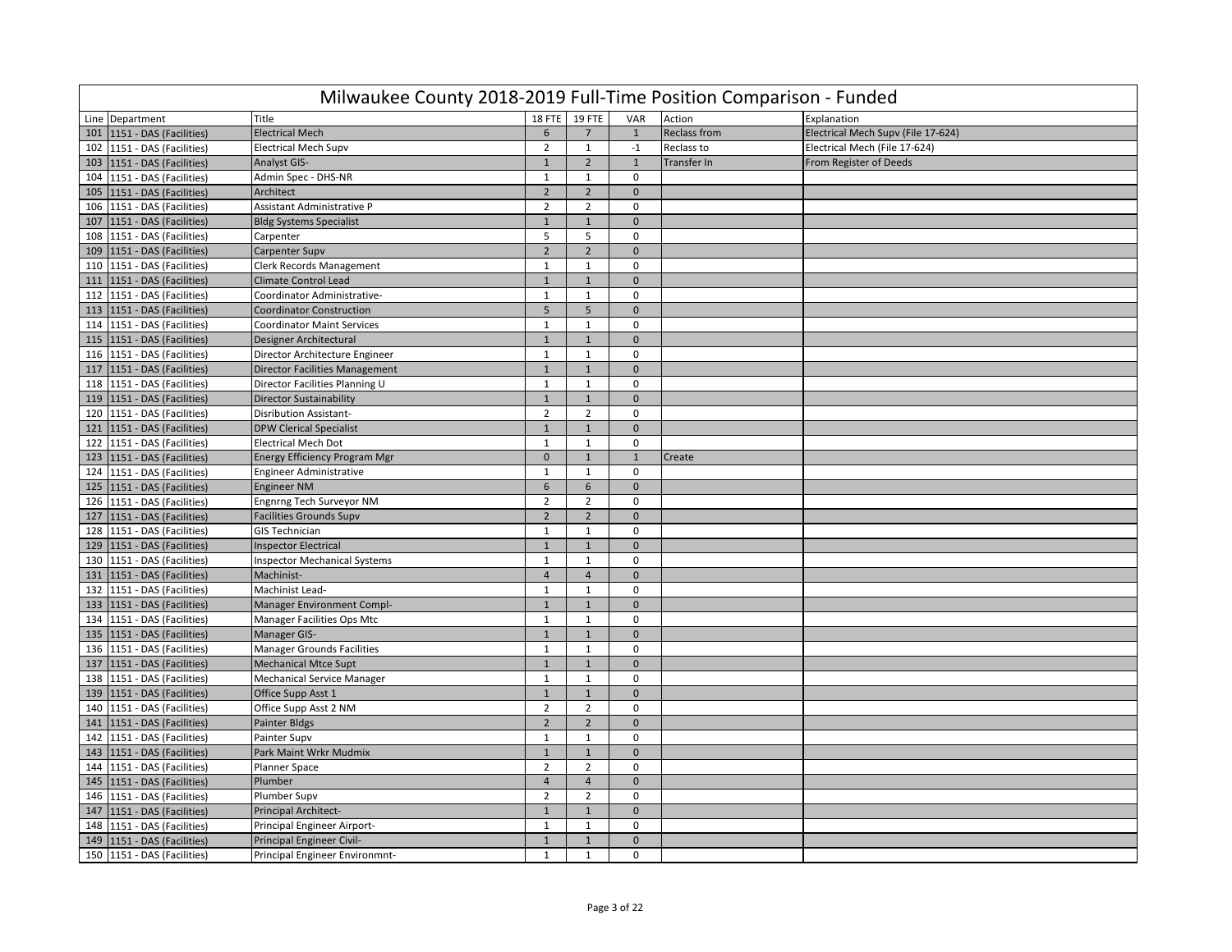# Milwaukee County 2018-2019 Full-Time Position Comparison - Funded

| Line | Department | Title | 18 FTE | 19 FTE | VAR | Action | Explanation |
|---|---|---|---|---|---|---|---|
| 101 | 1151 - DAS (Facilities) | Electrical Mech | 6 | 7 | 1 | Reclass from | Electrical Mech Supv (File 17-624) |
| 102 | 1151 - DAS (Facilities) | Electrical Mech Supv | 2 | 1 | -1 | Reclass to | Electrical Mech (File 17-624) |
| 103 | 1151 - DAS (Facilities) | Analyst GIS- | 1 | 2 | 1 | Transfer In | From Register of Deeds |
| 104 | 1151 - DAS (Facilities) | Admin Spec - DHS-NR | 1 | 1 | 0 | | |
| 105 | 1151 - DAS (Facilities) | Architect | 2 | 2 | 0 | | |
| 106 | 1151 - DAS (Facilities) | Assistant Administrative P | 2 | 2 | 0 | | |
| 107 | 1151 - DAS (Facilities) | Bldg Systems Specialist | 1 | 1 | 0 | | |
| 108 | 1151 - DAS (Facilities) | Carpenter | 5 | 5 | 0 | | |
| 109 | 1151 - DAS (Facilities) | Carpenter Supv | 2 | 2 | 0 | | |
| 110 | 1151 - DAS (Facilities) | Clerk Records Management | 1 | 1 | 0 | | |
| 111 | 1151 - DAS (Facilities) | Climate Control Lead | 1 | 1 | 0 | | |
| 112 | 1151 - DAS (Facilities) | Coordinator Administrative- | 1 | 1 | 0 | | |
| 113 | 1151 - DAS (Facilities) | Coordinator Construction | 5 | 5 | 0 | | |
| 114 | 1151 - DAS (Facilities) | Coordinator Maint Services | 1 | 1 | 0 | | |
| 115 | 1151 - DAS (Facilities) | Designer Architectural | 1 | 1 | 0 | | |
| 116 | 1151 - DAS (Facilities) | Director Architecture Engineer | 1 | 1 | 0 | | |
| 117 | 1151 - DAS (Facilities) | Director Facilities Management | 1 | 1 | 0 | | |
| 118 | 1151 - DAS (Facilities) | Director Facilities Planning U | 1 | 1 | 0 | | |
| 119 | 1151 - DAS (Facilities) | Director Sustainability | 1 | 1 | 0 | | |
| 120 | 1151 - DAS (Facilities) | Disribution Assistant- | 2 | 2 | 0 | | |
| 121 | 1151 - DAS (Facilities) | DPW Clerical Specialist | 1 | 1 | 0 | | |
| 122 | 1151 - DAS (Facilities) | Electrical Mech Dot | 1 | 1 | 0 | | |
| 123 | 1151 - DAS (Facilities) | Energy Efficiency Program Mgr | 0 | 1 | 1 | Create | |
| 124 | 1151 - DAS (Facilities) | Engineer Administrative | 1 | 1 | 0 | | |
| 125 | 1151 - DAS (Facilities) | Engineer NM | 6 | 6 | 0 | | |
| 126 | 1151 - DAS (Facilities) | Engnrng Tech Surveyor NM | 2 | 2 | 0 | | |
| 127 | 1151 - DAS (Facilities) | Facilities Grounds Supv | 2 | 2 | 0 | | |
| 128 | 1151 - DAS (Facilities) | GIS Technician | 1 | 1 | 0 | | |
| 129 | 1151 - DAS (Facilities) | Inspector Electrical | 1 | 1 | 0 | | |
| 130 | 1151 - DAS (Facilities) | Inspector Mechanical Systems | 1 | 1 | 0 | | |
| 131 | 1151 - DAS (Facilities) | Machinist- | 4 | 4 | 0 | | |
| 132 | 1151 - DAS (Facilities) | Machinist Lead- | 1 | 1 | 0 | | |
| 133 | 1151 - DAS (Facilities) | Manager Environment Compl- | 1 | 1 | 0 | | |
| 134 | 1151 - DAS (Facilities) | Manager Facilities Ops Mtc | 1 | 1 | 0 | | |
| 135 | 1151 - DAS (Facilities) | Manager GIS- | 1 | 1 | 0 | | |
| 136 | 1151 - DAS (Facilities) | Manager Grounds Facilities | 1 | 1 | 0 | | |
| 137 | 1151 - DAS (Facilities) | Mechanical Mtce Supt | 1 | 1 | 0 | | |
| 138 | 1151 - DAS (Facilities) | Mechanical Service Manager | 1 | 1 | 0 | | |
| 139 | 1151 - DAS (Facilities) | Office Supp Asst 1 | 1 | 1 | 0 | | |
| 140 | 1151 - DAS (Facilities) | Office Supp Asst 2 NM | 2 | 2 | 0 | | |
| 141 | 1151 - DAS (Facilities) | Painter Bldgs | 2 | 2 | 0 | | |
| 142 | 1151 - DAS (Facilities) | Painter Supv | 1 | 1 | 0 | | |
| 143 | 1151 - DAS (Facilities) | Park Maint Wrkr Mudmix | 1 | 1 | 0 | | |
| 144 | 1151 - DAS (Facilities) | Planner Space | 2 | 2 | 0 | | |
| 145 | 1151 - DAS (Facilities) | Plumber | 4 | 4 | 0 | | |
| 146 | 1151 - DAS (Facilities) | Plumber Supv | 2 | 2 | 0 | | |
| 147 | 1151 - DAS (Facilities) | Principal Architect- | 1 | 1 | 0 | | |
| 148 | 1151 - DAS (Facilities) | Principal Engineer Airport- | 1 | 1 | 0 | | |
| 149 | 1151 - DAS (Facilities) | Principal Engineer Civil- | 1 | 1 | 0 | | |
| 150 | 1151 - DAS (Facilities) | Principal Engineer Environmnt- | 1 | 1 | 0 | | |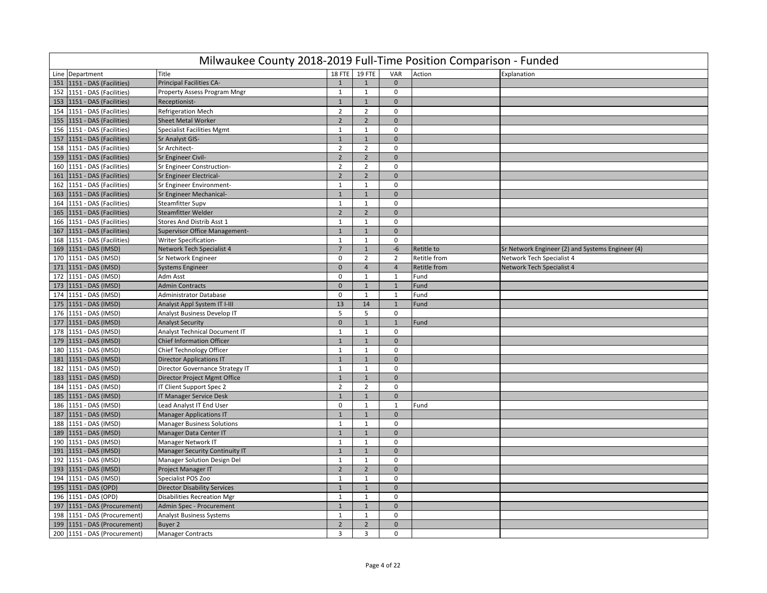# Milwaukee County 2018-2019 Full-Time Position Comparison - Funded

| Line | Department | Title | 18 FTE | 19 FTE | VAR | Action | Explanation |
|---|---|---|---|---|---|---|---|
| 151 | 1151 - DAS (Facilities) | Principal Facilities CA- | 1 | 1 | 0 | | |
| 152 | 1151 - DAS (Facilities) | Property Assess Program Mngr | 1 | 1 | 0 | | |
| 153 | 1151 - DAS (Facilities) | Receptionist- | 1 | 1 | 0 | | |
| 154 | 1151 - DAS (Facilities) | Refrigeration Mech | 2 | 2 | 0 | | |
| 155 | 1151 - DAS (Facilities) | Sheet Metal Worker | 2 | 2 | 0 | | |
| 156 | 1151 - DAS (Facilities) | Specialist Facilities Mgmt | 1 | 1 | 0 | | |
| 157 | 1151 - DAS (Facilities) | Sr Analyst GIS- | 1 | 1 | 0 | | |
| 158 | 1151 - DAS (Facilities) | Sr Architect- | 2 | 2 | 0 | | |
| 159 | 1151 - DAS (Facilities) | Sr Engineer Civil- | 2 | 2 | 0 | | |
| 160 | 1151 - DAS (Facilities) | Sr Engineer Construction- | 2 | 2 | 0 | | |
| 161 | 1151 - DAS (Facilities) | Sr Engineer Electrical- | 2 | 2 | 0 | | |
| 162 | 1151 - DAS (Facilities) | Sr Engineer Environment- | 1 | 1 | 0 | | |
| 163 | 1151 - DAS (Facilities) | Sr Engineer Mechanical- | 1 | 1 | 0 | | |
| 164 | 1151 - DAS (Facilities) | Steamfitter Supv | 1 | 1 | 0 | | |
| 165 | 1151 - DAS (Facilities) | Steamfitter Welder | 2 | 2 | 0 | | |
| 166 | 1151 - DAS (Facilities) | Stores And Distrib Asst 1 | 1 | 1 | 0 | | |
| 167 | 1151 - DAS (Facilities) | Supervisor Office Management- | 1 | 1 | 0 | | |
| 168 | 1151 - DAS (Facilities) | Writer Specification- | 1 | 1 | 0 | | |
| 169 | 1151 - DAS (IMSD) | Network Tech Specialist 4 | 7 | 1 | -6 | Retitle to | Sr Network Engineer (2) and Systems Engineer (4) |
| 170 | 1151 - DAS (IMSD) | Sr Network Engineer | 0 | 2 | 2 | Retitle from | Network Tech Specialist 4 |
| 171 | 1151 - DAS (IMSD) | Systems Engineer | 0 | 4 | 4 | Retitle from | Network Tech Specialist 4 |
| 172 | 1151 - DAS (IMSD) | Adm Asst | 0 | 1 | 1 | Fund | |
| 173 | 1151 - DAS (IMSD) | Admin Contracts | 0 | 1 | 1 | Fund | |
| 174 | 1151 - DAS (IMSD) | Administrator Database | 0 | 1 | 1 | Fund | |
| 175 | 1151 - DAS (IMSD) | Analyst Appl System IT I-III | 13 | 14 | 1 | Fund | |
| 176 | 1151 - DAS (IMSD) | Analyst Business Develop IT | 5 | 5 | 0 | | |
| 177 | 1151 - DAS (IMSD) | Analyst Security | 0 | 1 | 1 | Fund | |
| 178 | 1151 - DAS (IMSD) | Analyst Technical Document IT | 1 | 1 | 0 | | |
| 179 | 1151 - DAS (IMSD) | Chief Information Officer | 1 | 1 | 0 | | |
| 180 | 1151 - DAS (IMSD) | Chief Technology Officer | 1 | 1 | 0 | | |
| 181 | 1151 - DAS (IMSD) | Director Applications IT | 1 | 1 | 0 | | |
| 182 | 1151 - DAS (IMSD) | Director Governance Strategy IT | 1 | 1 | 0 | | |
| 183 | 1151 - DAS (IMSD) | Director Project Mgmt Office | 1 | 1 | 0 | | |
| 184 | 1151 - DAS (IMSD) | IT Client Support Spec 2 | 2 | 2 | 0 | | |
| 185 | 1151 - DAS (IMSD) | IT Manager Service Desk | 1 | 1 | 0 | | |
| 186 | 1151 - DAS (IMSD) | Lead Analyst IT End User | 0 | 1 | 1 | Fund | |
| 187 | 1151 - DAS (IMSD) | Manager Applications IT | 1 | 1 | 0 | | |
| 188 | 1151 - DAS (IMSD) | Manager Business Solutions | 1 | 1 | 0 | | |
| 189 | 1151 - DAS (IMSD) | Manager Data Center IT | 1 | 1 | 0 | | |
| 190 | 1151 - DAS (IMSD) | Manager Network IT | 1 | 1 | 0 | | |
| 191 | 1151 - DAS (IMSD) | Manager Security Continuity IT | 1 | 1 | 0 | | |
| 192 | 1151 - DAS (IMSD) | Manager Solution Design Del | 1 | 1 | 0 | | |
| 193 | 1151 - DAS (IMSD) | Project Manager IT | 2 | 2 | 0 | | |
| 194 | 1151 - DAS (IMSD) | Specialist POS Zoo | 1 | 1 | 0 | | |
| 195 | 1151 - DAS (OPD) | Director Disability Services | 1 | 1 | 0 | | |
| 196 | 1151 - DAS (OPD) | Disabilities Recreation Mgr | 1 | 1 | 0 | | |
| 197 | 1151 - DAS (Procurement) | Admin Spec - Procurement | 1 | 1 | 0 | | |
| 198 | 1151 - DAS (Procurement) | Analyst Business Systems | 1 | 1 | 0 | | |
| 199 | 1151 - DAS (Procurement) | Buyer 2 | 2 | 2 | 0 | | |
| 200 | 1151 - DAS (Procurement) | Manager Contracts | 3 | 3 | 0 | | |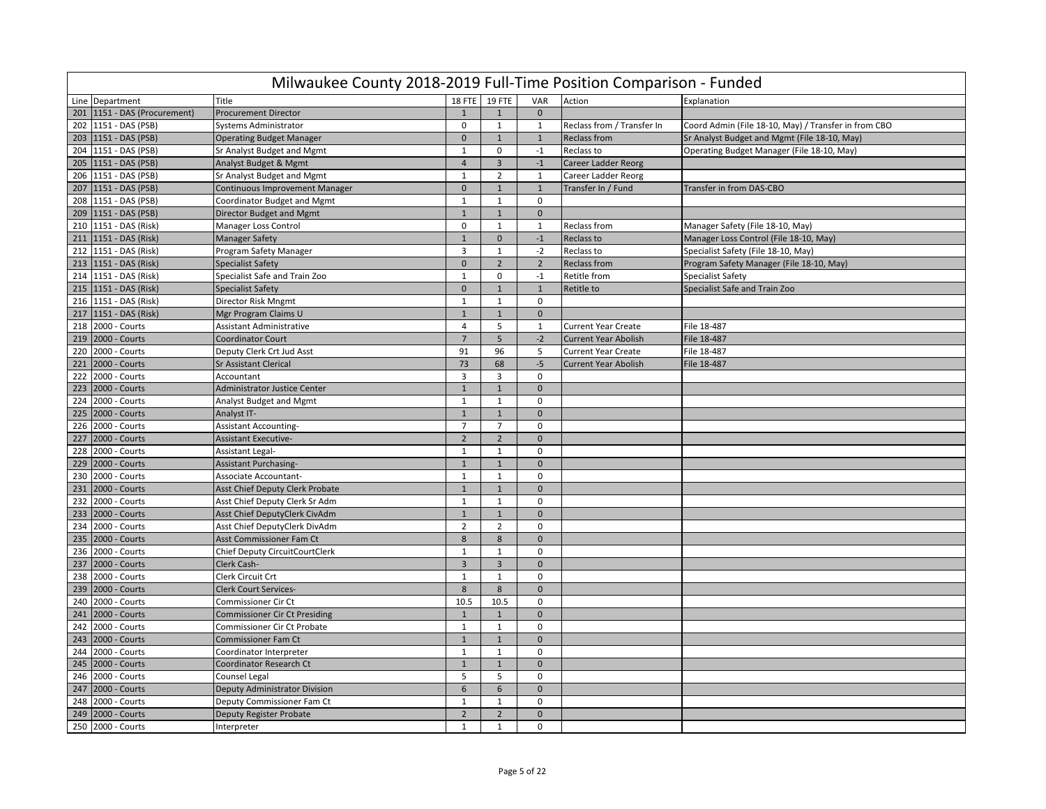# Milwaukee County 2018-2019 Full-Time Position Comparison - Funded

| Line | Department | Title | 18 FTE | 19 FTE | VAR | Action | Explanation |
|---|---|---|---|---|---|---|---|
| 201 | 1151 - DAS (Procurement) | Procurement Director | 1 | 1 | 0 | | |
| 202 | 1151 - DAS (PSB) | Systems Administrator | 0 | 1 | 1 | Reclass from / Transfer In | Coord Admin (File 18-10, May) / Transfer in from CBO |
| 203 | 1151 - DAS (PSB) | Operating Budget Manager | 0 | 1 | 1 | Reclass from | Sr Analyst Budget and Mgmt (File 18-10, May) |
| 204 | 1151 - DAS (PSB) | Sr Analyst Budget and Mgmt | 1 | 0 | -1 | Reclass to | Operating Budget Manager (File 18-10, May) |
| 205 | 1151 - DAS (PSB) | Analyst Budget & Mgmt | 4 | 3 | -1 | Career Ladder Reorg | |
| 206 | 1151 - DAS (PSB) | Sr Analyst Budget and Mgmt | 1 | 2 | 1 | Career Ladder Reorg | |
| 207 | 1151 - DAS (PSB) | Continuous Improvement Manager | 0 | 1 | 1 | Transfer In / Fund | Transfer in from DAS-CBO |
| 208 | 1151 - DAS (PSB) | Coordinator Budget and Mgmt | 1 | 1 | 0 | | |
| 209 | 1151 - DAS (PSB) | Director Budget and Mgmt | 1 | 1 | 0 | | |
| 210 | 1151 - DAS (Risk) | Manager Loss Control | 0 | 1 | 1 | Reclass from | Manager Safety (File 18-10, May) |
| 211 | 1151 - DAS (Risk) | Manager Safety | 1 | 0 | -1 | Reclass to | Manager Loss Control (File 18-10, May) |
| 212 | 1151 - DAS (Risk) | Program Safety Manager | 3 | 1 | -2 | Reclass to | Specialist Safety (File 18-10, May) |
| 213 | 1151 - DAS (Risk) | Specialist Safety | 0 | 2 | 2 | Reclass from | Program Safety Manager (File 18-10, May) |
| 214 | 1151 - DAS (Risk) | Specialist Safe and Train Zoo | 1 | 0 | -1 | Retitle from | Specialist Safety |
| 215 | 1151 - DAS (Risk) | Specialist Safety | 0 | 1 | 1 | Retitle to | Specialist Safe and Train Zoo |
| 216 | 1151 - DAS (Risk) | Director Risk Mngmt | 1 | 1 | 0 | | |
| 217 | 1151 - DAS (Risk) | Mgr Program Claims U | 1 | 1 | 0 | | |
| 218 | 2000 - Courts | Assistant Administrative | 4 | 5 | 1 | Current Year Create | File 18-487 |
| 219 | 2000 - Courts | Coordinator Court | 7 | 5 | -2 | Current Year Abolish | File 18-487 |
| 220 | 2000 - Courts | Deputy Clerk Crt Jud Asst | 91 | 96 | 5 | Current Year Create | File 18-487 |
| 221 | 2000 - Courts | Sr Assistant Clerical | 73 | 68 | -5 | Current Year Abolish | File 18-487 |
| 222 | 2000 - Courts | Accountant | 3 | 3 | 0 | | |
| 223 | 2000 - Courts | Administrator Justice Center | 1 | 1 | 0 | | |
| 224 | 2000 - Courts | Analyst Budget and Mgmt | 1 | 1 | 0 | | |
| 225 | 2000 - Courts | Analyst IT- | 1 | 1 | 0 | | |
| 226 | 2000 - Courts | Assistant Accounting- | 7 | 7 | 0 | | |
| 227 | 2000 - Courts | Assistant Executive- | 2 | 2 | 0 | | |
| 228 | 2000 - Courts | Assistant Legal- | 1 | 1 | 0 | | |
| 229 | 2000 - Courts | Assistant Purchasing- | 1 | 1 | 0 | | |
| 230 | 2000 - Courts | Associate Accountant- | 1 | 1 | 0 | | |
| 231 | 2000 - Courts | Asst Chief Deputy Clerk Probate | 1 | 1 | 0 | | |
| 232 | 2000 - Courts | Asst Chief Deputy Clerk Sr Adm | 1 | 1 | 0 | | |
| 233 | 2000 - Courts | Asst Chief DeputyClerk CivAdm | 1 | 1 | 0 | | |
| 234 | 2000 - Courts | Asst Chief DeputyClerk DivAdm | 2 | 2 | 0 | | |
| 235 | 2000 - Courts | Asst Commissioner Fam Ct | 8 | 8 | 0 | | |
| 236 | 2000 - Courts | Chief Deputy CircuitCourtClerk | 1 | 1 | 0 | | |
| 237 | 2000 - Courts | Clerk Cash- | 3 | 3 | 0 | | |
| 238 | 2000 - Courts | Clerk Circuit Crt | 1 | 1 | 0 | | |
| 239 | 2000 - Courts | Clerk Court Services- | 8 | 8 | 0 | | |
| 240 | 2000 - Courts | Commissioner Cir Ct | 10.5 | 10.5 | 0 | | |
| 241 | 2000 - Courts | Commissioner Cir Ct Presiding | 1 | 1 | 0 | | |
| 242 | 2000 - Courts | Commissioner Cir Ct Probate | 1 | 1 | 0 | | |
| 243 | 2000 - Courts | Commissioner Fam Ct | 1 | 1 | 0 | | |
| 244 | 2000 - Courts | Coordinator Interpreter | 1 | 1 | 0 | | |
| 245 | 2000 - Courts | Coordinator Research Ct | 1 | 1 | 0 | | |
| 246 | 2000 - Courts | Counsel Legal | 5 | 5 | 0 | | |
| 247 | 2000 - Courts | Deputy Administrator Division | 6 | 6 | 0 | | |
| 248 | 2000 - Courts | Deputy Commissioner Fam Ct | 1 | 1 | 0 | | |
| 249 | 2000 - Courts | Deputy Register Probate | 2 | 2 | 0 | | |
| 250 | 2000 - Courts | Interpreter | 1 | 1 | 0 | | |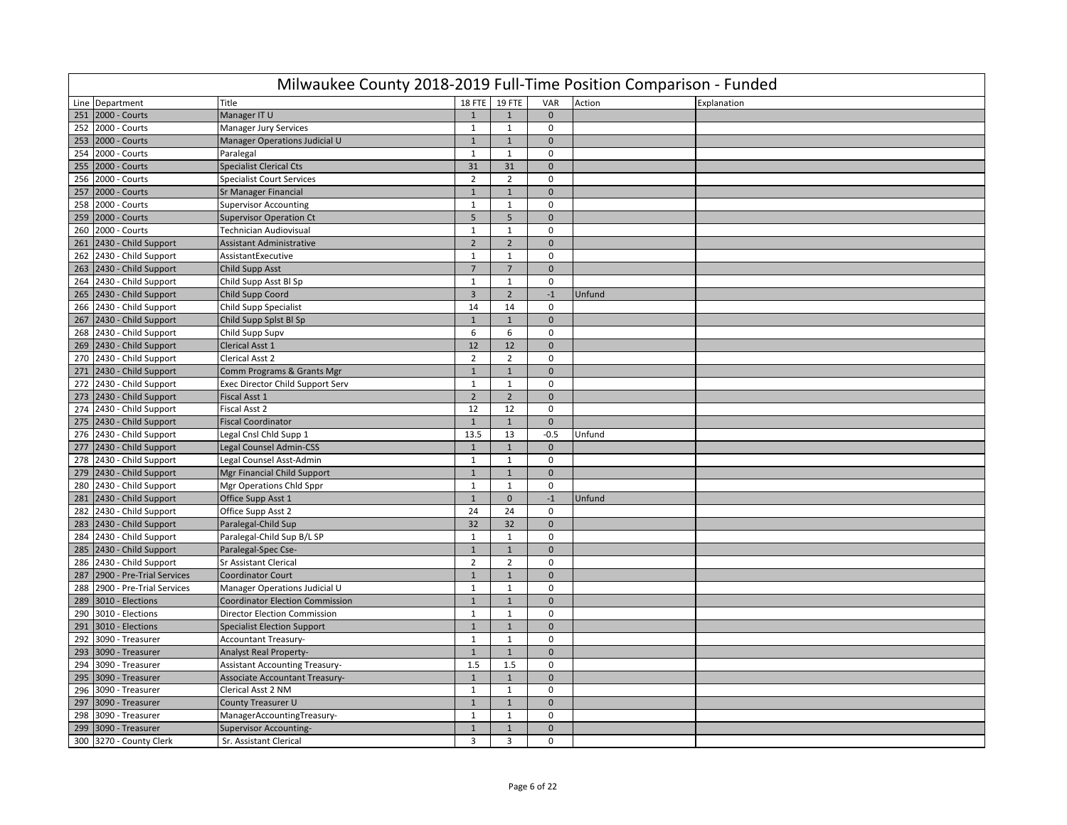# Milwaukee County 2018-2019 Full-Time Position Comparison - Funded

| Line | Department | Title | 18 FTE | 19 FTE | VAR | Action | Explanation |
|---|---|---|---|---|---|---|---|
| 251 | 2000 - Courts | Manager IT U | 1 | 1 | 0 | | |
| 252 | 2000 - Courts | Manager Jury Services | 1 | 1 | 0 | | |
| 253 | 2000 - Courts | Manager Operations Judicial U | 1 | 1 | 0 | | |
| 254 | 2000 - Courts | Paralegal | 1 | 1 | 0 | | |
| 255 | 2000 - Courts | Specialist Clerical Cts | 31 | 31 | 0 | | |
| 256 | 2000 - Courts | Specialist Court Services | 2 | 2 | 0 | | |
| 257 | 2000 - Courts | Sr Manager Financial | 1 | 1 | 0 | | |
| 258 | 2000 - Courts | Supervisor Accounting | 1 | 1 | 0 | | |
| 259 | 2000 - Courts | Supervisor Operation Ct | 5 | 5 | 0 | | |
| 260 | 2000 - Courts | Technician Audiovisual | 1 | 1 | 0 | | |
| 261 | 2430 - Child Support | Assistant Administrative | 2 | 2 | 0 | | |
| 262 | 2430 - Child Support | AssistantExecutive | 1 | 1 | 0 | | |
| 263 | 2430 - Child Support | Child Supp Asst | 7 | 7 | 0 | | |
| 264 | 2430 - Child Support | Child Supp Asst Bl Sp | 1 | 1 | 0 | | |
| 265 | 2430 - Child Support | Child Supp Coord | 3 | 2 | -1 | Unfund | |
| 266 | 2430 - Child Support | Child Supp Specialist | 14 | 14 | 0 | | |
| 267 | 2430 - Child Support | Child Supp Splst Bl Sp | 1 | 1 | 0 | | |
| 268 | 2430 - Child Support | Child Supp Supv | 6 | 6 | 0 | | |
| 269 | 2430 - Child Support | Clerical Asst 1 | 12 | 12 | 0 | | |
| 270 | 2430 - Child Support | Clerical Asst 2 | 2 | 2 | 0 | | |
| 271 | 2430 - Child Support | Comm Programs & Grants Mgr | 1 | 1 | 0 | | |
| 272 | 2430 - Child Support | Exec Director Child Support Serv | 1 | 1 | 0 | | |
| 273 | 2430 - Child Support | Fiscal Asst 1 | 2 | 2 | 0 | | |
| 274 | 2430 - Child Support | Fiscal Asst 2 | 12 | 12 | 0 | | |
| 275 | 2430 - Child Support | Fiscal Coordinator | 1 | 1 | 0 | | |
| 276 | 2430 - Child Support | Legal Cnsl Chld Supp 1 | 13.5 | 13 | -0.5 | Unfund | |
| 277 | 2430 - Child Support | Legal Counsel Admin-CSS | 1 | 1 | 0 | | |
| 278 | 2430 - Child Support | Legal Counsel Asst-Admin | 1 | 1 | 0 | | |
| 279 | 2430 - Child Support | Mgr Financial Child Support | 1 | 1 | 0 | | |
| 280 | 2430 - Child Support | Mgr Operations Chld Sppr | 1 | 1 | 0 | | |
| 281 | 2430 - Child Support | Office Supp Asst 1 | 1 | 0 | -1 | Unfund | |
| 282 | 2430 - Child Support | Office Supp Asst 2 | 24 | 24 | 0 | | |
| 283 | 2430 - Child Support | Paralegal-Child Sup | 32 | 32 | 0 | | |
| 284 | 2430 - Child Support | Paralegal-Child Sup B/L SP | 1 | 1 | 0 | | |
| 285 | 2430 - Child Support | Paralegal-Spec Cse- | 1 | 1 | 0 | | |
| 286 | 2430 - Child Support | Sr Assistant Clerical | 2 | 2 | 0 | | |
| 287 | 2900 - Pre-Trial Services | Coordinator Court | 1 | 1 | 0 | | |
| 288 | 2900 - Pre-Trial Services | Manager Operations Judicial U | 1 | 1 | 0 | | |
| 289 | 3010 - Elections | Coordinator Election Commission | 1 | 1 | 0 | | |
| 290 | 3010 - Elections | Director Election Commission | 1 | 1 | 0 | | |
| 291 | 3010 - Elections | Specialist Election Support | 1 | 1 | 0 | | |
| 292 | 3090 - Treasurer | Accountant Treasury- | 1 | 1 | 0 | | |
| 293 | 3090 - Treasurer | Analyst Real Property- | 1 | 1 | 0 | | |
| 294 | 3090 - Treasurer | Assistant Accounting Treasury- | 1.5 | 1.5 | 0 | | |
| 295 | 3090 - Treasurer | Associate Accountant Treasury- | 1 | 1 | 0 | | |
| 296 | 3090 - Treasurer | Clerical Asst 2 NM | 1 | 1 | 0 | | |
| 297 | 3090 - Treasurer | County Treasurer U | 1 | 1 | 0 | | |
| 298 | 3090 - Treasurer | ManagerAccountingTreasury- | 1 | 1 | 0 | | |
| 299 | 3090 - Treasurer | Supervisor Accounting- | 1 | 1 | 0 | | |
| 300 | 3270 - County Clerk | Sr. Assistant Clerical | 3 | 3 | 0 | | |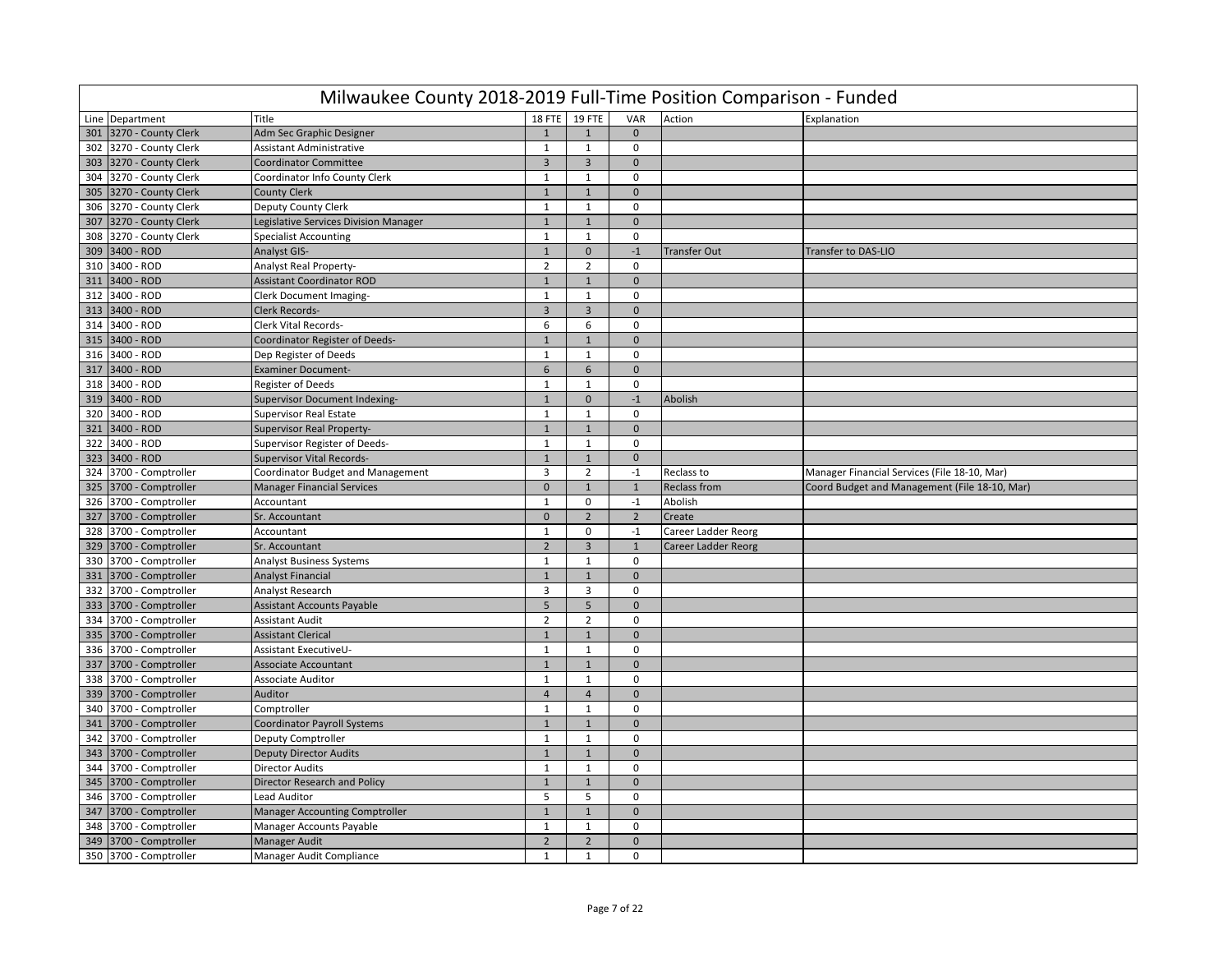# Milwaukee County 2018-2019 Full-Time Position Comparison - Funded

| Line | Department | Title | 18 FTE | 19 FTE | VAR | Action | Explanation |
|---|---|---|---|---|---|---|---|
| 301 | 3270 - County Clerk | Adm Sec Graphic Designer | 1 | 1 | 0 | | |
| 302 | 3270 - County Clerk | Assistant Administrative | 1 | 1 | 0 | | |
| 303 | 3270 - County Clerk | Coordinator Committee | 3 | 3 | 0 | | |
| 304 | 3270 - County Clerk | Coordinator Info County Clerk | 1 | 1 | 0 | | |
| 305 | 3270 - County Clerk | County Clerk | 1 | 1 | 0 | | |
| 306 | 3270 - County Clerk | Deputy County Clerk | 1 | 1 | 0 | | |
| 307 | 3270 - County Clerk | Legislative Services Division Manager | 1 | 1 | 0 | | |
| 308 | 3270 - County Clerk | Specialist Accounting | 1 | 1 | 0 | | |
| 309 | 3400 - ROD | Analyst GIS- | 1 | 0 | -1 | Transfer Out | Transfer to DAS-LIO |
| 310 | 3400 - ROD | Analyst Real Property- | 2 | 2 | 0 | | |
| 311 | 3400 - ROD | Assistant Coordinator ROD | 1 | 1 | 0 | | |
| 312 | 3400 - ROD | Clerk Document Imaging- | 1 | 1 | 0 | | |
| 313 | 3400 - ROD | Clerk Records- | 3 | 3 | 0 | | |
| 314 | 3400 - ROD | Clerk Vital Records- | 6 | 6 | 0 | | |
| 315 | 3400 - ROD | Coordinator Register of Deeds- | 1 | 1 | 0 | | |
| 316 | 3400 - ROD | Dep Register of Deeds | 1 | 1 | 0 | | |
| 317 | 3400 - ROD | Examiner Document- | 6 | 6 | 0 | | |
| 318 | 3400 - ROD | Register of Deeds | 1 | 1 | 0 | | |
| 319 | 3400 - ROD | Supervisor Document Indexing- | 1 | 0 | -1 | Abolish | |
| 320 | 3400 - ROD | Supervisor Real Estate | 1 | 1 | 0 | | |
| 321 | 3400 - ROD | Supervisor Real Property- | 1 | 1 | 0 | | |
| 322 | 3400 - ROD | Supervisor Register of Deeds- | 1 | 1 | 0 | | |
| 323 | 3400 - ROD | Supervisor Vital Records- | 1 | 1 | 0 | | |
| 324 | 3700 - Comptroller | Coordinator Budget and Management | 3 | 2 | -1 | Reclass to | Manager Financial Services (File 18-10, Mar) |
| 325 | 3700 - Comptroller | Manager Financial Services | 0 | 1 | 1 | Reclass from | Coord Budget and Management (File 18-10, Mar) |
| 326 | 3700 - Comptroller | Accountant | 1 | 0 | -1 | Abolish | |
| 327 | 3700 - Comptroller | Sr. Accountant | 0 | 2 | 2 | Create | |
| 328 | 3700 - Comptroller | Accountant | 1 | 0 | -1 | Career Ladder Reorg | |
| 329 | 3700 - Comptroller | Sr. Accountant | 2 | 3 | 1 | Career Ladder Reorg | |
| 330 | 3700 - Comptroller | Analyst Business Systems | 1 | 1 | 0 | | |
| 331 | 3700 - Comptroller | Analyst Financial | 1 | 1 | 0 | | |
| 332 | 3700 - Comptroller | Analyst Research | 3 | 3 | 0 | | |
| 333 | 3700 - Comptroller | Assistant Accounts Payable | 5 | 5 | 0 | | |
| 334 | 3700 - Comptroller | Assistant Audit | 2 | 2 | 0 | | |
| 335 | 3700 - Comptroller | Assistant Clerical | 1 | 1 | 0 | | |
| 336 | 3700 - Comptroller | Assistant ExecutiveU- | 1 | 1 | 0 | | |
| 337 | 3700 - Comptroller | Associate Accountant | 1 | 1 | 0 | | |
| 338 | 3700 - Comptroller | Associate Auditor | 1 | 1 | 0 | | |
| 339 | 3700 - Comptroller | Auditor | 4 | 4 | 0 | | |
| 340 | 3700 - Comptroller | Comptroller | 1 | 1 | 0 | | |
| 341 | 3700 - Comptroller | Coordinator Payroll Systems | 1 | 1 | 0 | | |
| 342 | 3700 - Comptroller | Deputy Comptroller | 1 | 1 | 0 | | |
| 343 | 3700 - Comptroller | Deputy Director Audits | 1 | 1 | 0 | | |
| 344 | 3700 - Comptroller | Director Audits | 1 | 1 | 0 | | |
| 345 | 3700 - Comptroller | Director Research and Policy | 1 | 1 | 0 | | |
| 346 | 3700 - Comptroller | Lead Auditor | 5 | 5 | 0 | | |
| 347 | 3700 - Comptroller | Manager Accounting Comptroller | 1 | 1 | 0 | | |
| 348 | 3700 - Comptroller | Manager Accounts Payable | 1 | 1 | 0 | | |
| 349 | 3700 - Comptroller | Manager Audit | 2 | 2 | 0 | | |
| 350 | 3700 - Comptroller | Manager Audit Compliance | 1 | 1 | 0 | | |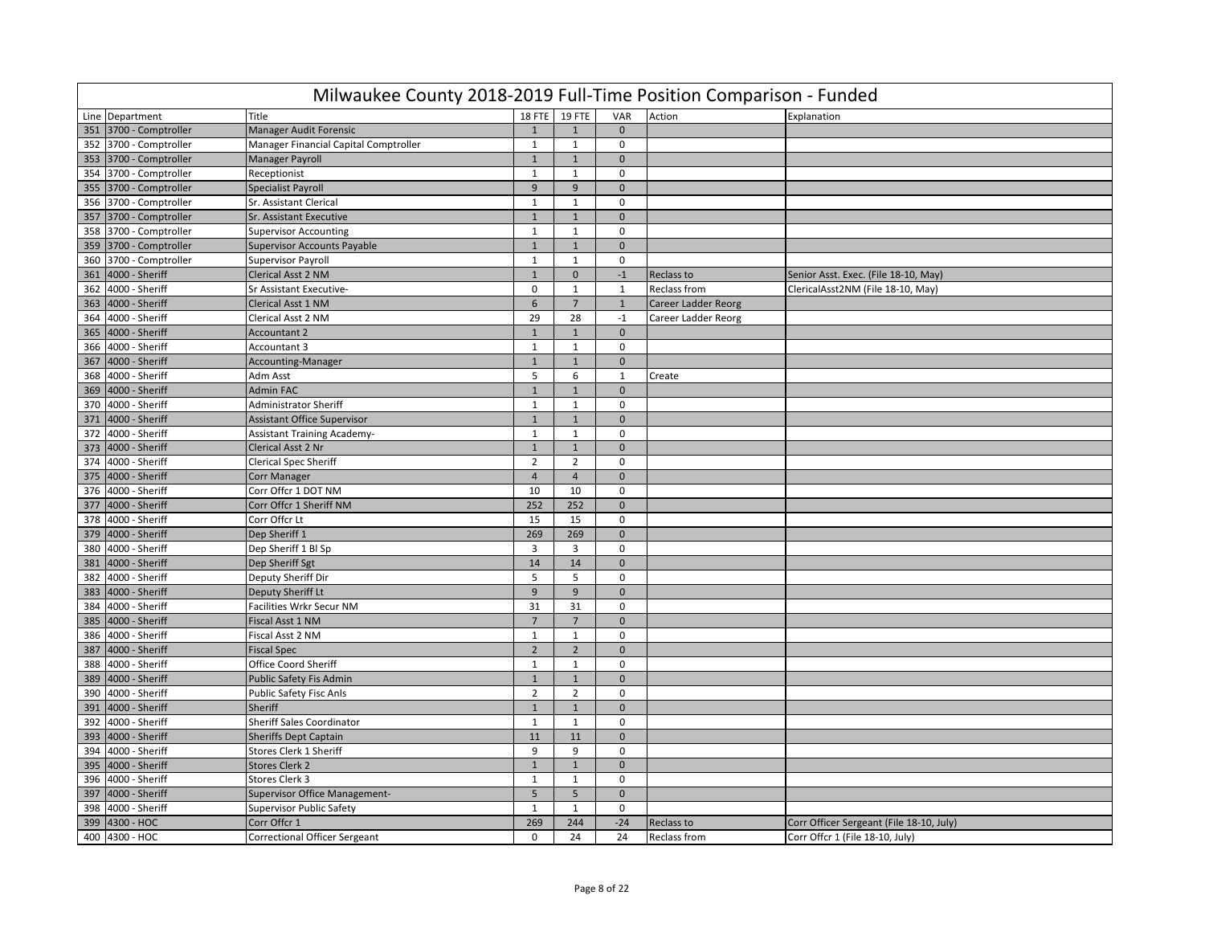# Milwaukee County 2018-2019 Full-Time Position Comparison - Funded

| Line | Department | Title | 18 FTE | 19 FTE | VAR | Action | Explanation |
|---|---|---|---|---|---|---|---|
| 351 | 3700 - Comptroller | Manager Audit Forensic | 1 | 1 | 0 | | |
| 352 | 3700 - Comptroller | Manager Financial Capital Comptroller | 1 | 1 | 0 | | |
| 353 | 3700 - Comptroller | Manager Payroll | 1 | 1 | 0 | | |
| 354 | 3700 - Comptroller | Receptionist | 1 | 1 | 0 | | |
| 355 | 3700 - Comptroller | Specialist Payroll | 9 | 9 | 0 | | |
| 356 | 3700 - Comptroller | Sr. Assistant Clerical | 1 | 1 | 0 | | |
| 357 | 3700 - Comptroller | Sr. Assistant Executive | 1 | 1 | 0 | | |
| 358 | 3700 - Comptroller | Supervisor Accounting | 1 | 1 | 0 | | |
| 359 | 3700 - Comptroller | Supervisor Accounts Payable | 1 | 1 | 0 | | |
| 360 | 3700 - Comptroller | Supervisor Payroll | 1 | 1 | 0 | | |
| 361 | 4000 - Sheriff | Clerical Asst 2 NM | 1 | 0 | -1 | Reclass to | Senior Asst. Exec. (File 18-10, May) |
| 362 | 4000 - Sheriff | Sr Assistant Executive- | 0 | 1 | 1 | Reclass from | ClericalAsst2NM (File 18-10, May) |
| 363 | 4000 - Sheriff | Clerical Asst 1 NM | 6 | 7 | 1 | Career Ladder Reorg | |
| 364 | 4000 - Sheriff | Clerical Asst 2 NM | 29 | 28 | -1 | Career Ladder Reorg | |
| 365 | 4000 - Sheriff | Accountant 2 | 1 | 1 | 0 | | |
| 366 | 4000 - Sheriff | Accountant 3 | 1 | 1 | 0 | | |
| 367 | 4000 - Sheriff | Accounting-Manager | 1 | 1 | 0 | | |
| 368 | 4000 - Sheriff | Adm Asst | 5 | 6 | 1 | Create | |
| 369 | 4000 - Sheriff | Admin FAC | 1 | 1 | 0 | | |
| 370 | 4000 - Sheriff | Administrator Sheriff | 1 | 1 | 0 | | |
| 371 | 4000 - Sheriff | Assistant Office Supervisor | 1 | 1 | 0 | | |
| 372 | 4000 - Sheriff | Assistant Training Academy- | 1 | 1 | 0 | | |
| 373 | 4000 - Sheriff | Clerical Asst 2 Nr | 1 | 1 | 0 | | |
| 374 | 4000 - Sheriff | Clerical Spec Sheriff | 2 | 2 | 0 | | |
| 375 | 4000 - Sheriff | Corr Manager | 4 | 4 | 0 | | |
| 376 | 4000 - Sheriff | Corr Offcr 1 DOT NM | 10 | 10 | 0 | | |
| 377 | 4000 - Sheriff | Corr Offcr 1 Sheriff NM | 252 | 252 | 0 | | |
| 378 | 4000 - Sheriff | Corr Offcr Lt | 15 | 15 | 0 | | |
| 379 | 4000 - Sheriff | Dep Sheriff 1 | 269 | 269 | 0 | | |
| 380 | 4000 - Sheriff | Dep Sheriff 1 Bl Sp | 3 | 3 | 0 | | |
| 381 | 4000 - Sheriff | Dep Sheriff Sgt | 14 | 14 | 0 | | |
| 382 | 4000 - Sheriff | Deputy Sheriff Dir | 5 | 5 | 0 | | |
| 383 | 4000 - Sheriff | Deputy Sheriff Lt | 9 | 9 | 0 | | |
| 384 | 4000 - Sheriff | Facilities Wrkr Secur NM | 31 | 31 | 0 | | |
| 385 | 4000 - Sheriff | Fiscal Asst 1 NM | 7 | 7 | 0 | | |
| 386 | 4000 - Sheriff | Fiscal Asst 2 NM | 1 | 1 | 0 | | |
| 387 | 4000 - Sheriff | Fiscal Spec | 2 | 2 | 0 | | |
| 388 | 4000 - Sheriff | Office Coord Sheriff | 1 | 1 | 0 | | |
| 389 | 4000 - Sheriff | Public Safety Fis Admin | 1 | 1 | 0 | | |
| 390 | 4000 - Sheriff | Public Safety Fisc Anls | 2 | 2 | 0 | | |
| 391 | 4000 - Sheriff | Sheriff | 1 | 1 | 0 | | |
| 392 | 4000 - Sheriff | Sheriff Sales Coordinator | 1 | 1 | 0 | | |
| 393 | 4000 - Sheriff | Sheriffs Dept Captain | 11 | 11 | 0 | | |
| 394 | 4000 - Sheriff | Stores Clerk 1 Sheriff | 9 | 9 | 0 | | |
| 395 | 4000 - Sheriff | Stores Clerk 2 | 1 | 1 | 0 | | |
| 396 | 4000 - Sheriff | Stores Clerk 3 | 1 | 1 | 0 | | |
| 397 | 4000 - Sheriff | Supervisor Office Management- | 5 | 5 | 0 | | |
| 398 | 4000 - Sheriff | Supervisor Public Safety | 1 | 1 | 0 | | |
| 399 | 4300 - HOC | Corr Offcr 1 | 269 | 244 | -24 | Reclass to | Corr Officer Sergeant (File 18-10, July) |
| 400 | 4300 - HOC | Correctional Officer Sergeant | 0 | 24 | 24 | Reclass from | Corr Offcr 1 (File 18-10, July) |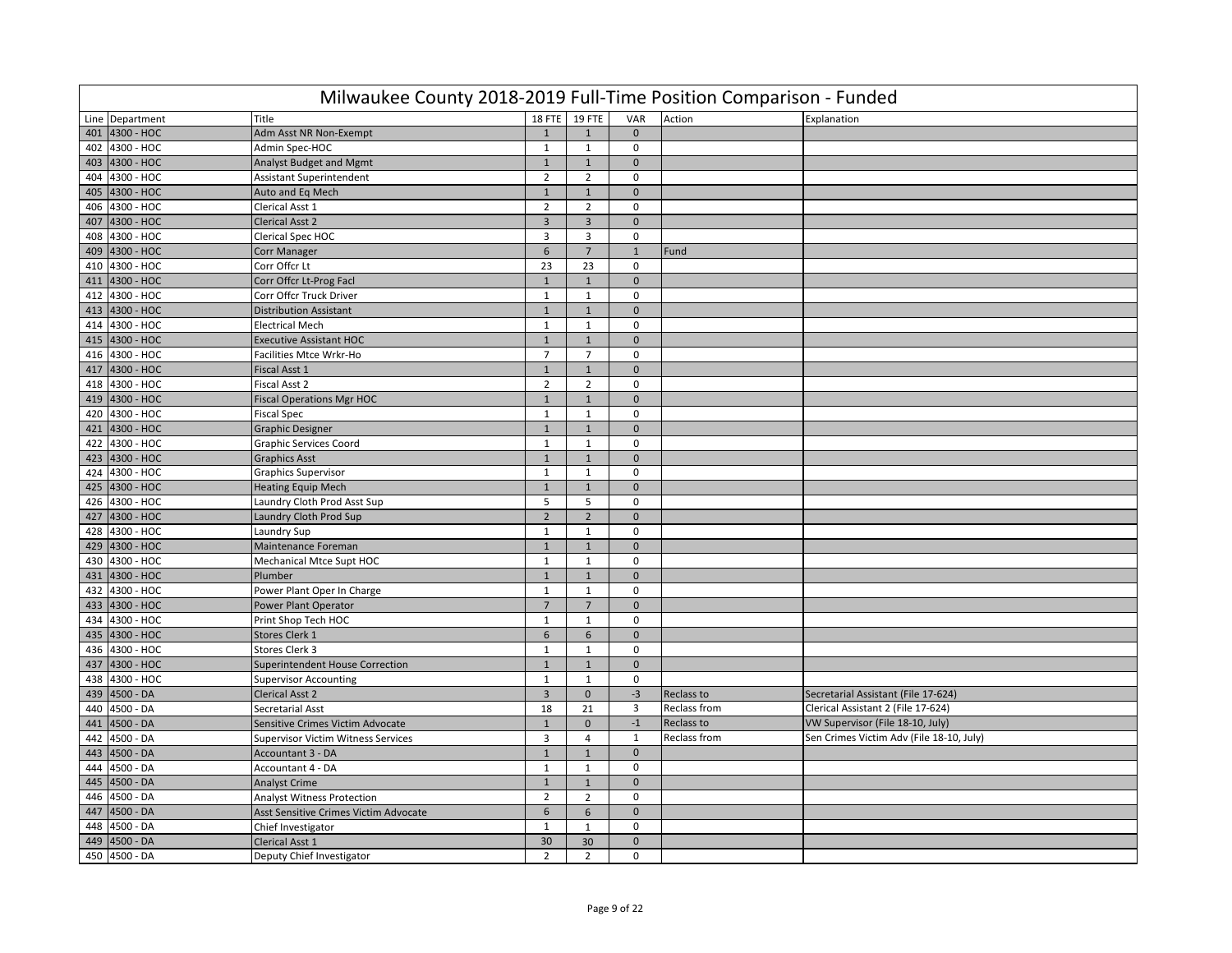# Milwaukee County 2018-2019 Full-Time Position Comparison - Funded

| Line | Department | Title | 18 FTE | 19 FTE | VAR | Action | Explanation |
|---|---|---|---|---|---|---|---|
| 401 | 4300 - HOC | Adm Asst NR Non-Exempt | 1 | 1 | 0 | | |
| 402 | 4300 - HOC | Admin Spec-HOC | 1 | 1 | 0 | | |
| 403 | 4300 - HOC | Analyst Budget and Mgmt | 1 | 1 | 0 | | |
| 404 | 4300 - HOC | Assistant Superintendent | 2 | 2 | 0 | | |
| 405 | 4300 - HOC | Auto and Eq Mech | 1 | 1 | 0 | | |
| 406 | 4300 - HOC | Clerical Asst 1 | 2 | 2 | 0 | | |
| 407 | 4300 - HOC | Clerical Asst 2 | 3 | 3 | 0 | | |
| 408 | 4300 - HOC | Clerical Spec HOC | 3 | 3 | 0 | | |
| 409 | 4300 - HOC | Corr Manager | 6 | 7 | 1 | Fund | |
| 410 | 4300 - HOC | Corr Offcr Lt | 23 | 23 | 0 | | |
| 411 | 4300 - HOC | Corr Offcr Lt-Prog Facl | 1 | 1 | 0 | | |
| 412 | 4300 - HOC | Corr Offcr Truck Driver | 1 | 1 | 0 | | |
| 413 | 4300 - HOC | Distribution Assistant | 1 | 1 | 0 | | |
| 414 | 4300 - HOC | Electrical Mech | 1 | 1 | 0 | | |
| 415 | 4300 - HOC | Executive Assistant HOC | 1 | 1 | 0 | | |
| 416 | 4300 - HOC | Facilities Mtce Wrkr-Ho | 7 | 7 | 0 | | |
| 417 | 4300 - HOC | Fiscal Asst 1 | 1 | 1 | 0 | | |
| 418 | 4300 - HOC | Fiscal Asst 2 | 2 | 2 | 0 | | |
| 419 | 4300 - HOC | Fiscal Operations Mgr HOC | 1 | 1 | 0 | | |
| 420 | 4300 - HOC | Fiscal Spec | 1 | 1 | 0 | | |
| 421 | 4300 - HOC | Graphic Designer | 1 | 1 | 0 | | |
| 422 | 4300 - HOC | Graphic Services Coord | 1 | 1 | 0 | | |
| 423 | 4300 - HOC | Graphics Asst | 1 | 1 | 0 | | |
| 424 | 4300 - HOC | Graphics Supervisor | 1 | 1 | 0 | | |
| 425 | 4300 - HOC | Heating Equip Mech | 1 | 1 | 0 | | |
| 426 | 4300 - HOC | Laundry Cloth Prod Asst Sup | 5 | 5 | 0 | | |
| 427 | 4300 - HOC | Laundry Cloth Prod Sup | 2 | 2 | 0 | | |
| 428 | 4300 - HOC | Laundry Sup | 1 | 1 | 0 | | |
| 429 | 4300 - HOC | Maintenance Foreman | 1 | 1 | 0 | | |
| 430 | 4300 - HOC | Mechanical Mtce Supt HOC | 1 | 1 | 0 | | |
| 431 | 4300 - HOC | Plumber | 1 | 1 | 0 | | |
| 432 | 4300 - HOC | Power Plant Oper In Charge | 1 | 1 | 0 | | |
| 433 | 4300 - HOC | Power Plant Operator | 7 | 7 | 0 | | |
| 434 | 4300 - HOC | Print Shop Tech HOC | 1 | 1 | 0 | | |
| 435 | 4300 - HOC | Stores Clerk 1 | 6 | 6 | 0 | | |
| 436 | 4300 - HOC | Stores Clerk 3 | 1 | 1 | 0 | | |
| 437 | 4300 - HOC | Superintendent House Correction | 1 | 1 | 0 | | |
| 438 | 4300 - HOC | Supervisor Accounting | 1 | 1 | 0 | | |
| 439 | 4500 - DA | Clerical Asst 2 | 3 | 0 | -3 | Reclass to | Secretarial Assistant (File 17-624) |
| 440 | 4500 - DA | Secretarial Asst | 18 | 21 | 3 | Reclass from | Clerical Assistant 2 (File 17-624) |
| 441 | 4500 - DA | Sensitive Crimes Victim Advocate | 1 | 0 | -1 | Reclass to | VW Supervisor (File 18-10, July) |
| 442 | 4500 - DA | Supervisor Victim Witness Services | 3 | 4 | 1 | Reclass from | Sen Crimes Victim Adv (File 18-10, July) |
| 443 | 4500 - DA | Accountant 3 - DA | 1 | 1 | 0 | | |
| 444 | 4500 - DA | Accountant 4 - DA | 1 | 1 | 0 | | |
| 445 | 4500 - DA | Analyst Crime | 1 | 1 | 0 | | |
| 446 | 4500 - DA | Analyst Witness Protection | 2 | 2 | 0 | | |
| 447 | 4500 - DA | Asst Sensitive Crimes Victim Advocate | 6 | 6 | 0 | | |
| 448 | 4500 - DA | Chief Investigator | 1 | 1 | 0 | | |
| 449 | 4500 - DA | Clerical Asst 1 | 30 | 30 | 0 | | |
| 450 | 4500 - DA | Deputy Chief Investigator | 2 | 2 | 0 | | |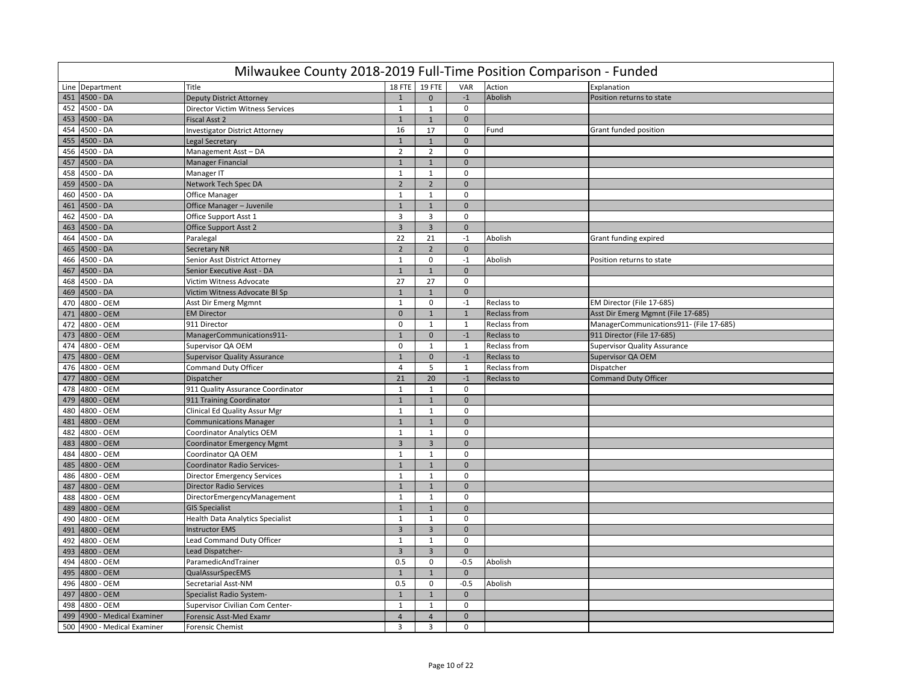# Milwaukee County 2018-2019 Full-Time Position Comparison - Funded

| Line | Department | Title | 18 FTE | 19 FTE | VAR | Action | Explanation |
|---|---|---|---|---|---|---|---|
| 451 | 4500 - DA | Deputy District Attorney | 1 | 0 | -1 | Abolish | Position returns to state |
| 452 | 4500 - DA | Director Victim Witness Services | 1 | 1 | 0 | | |
| 453 | 4500 - DA | Fiscal Asst 2 | 1 | 1 | 0 | | |
| 454 | 4500 - DA | Investigator District Attorney | 16 | 17 | 0 | Fund | Grant funded position |
| 455 | 4500 - DA | Legal Secretary | 1 | 1 | 0 | | |
| 456 | 4500 - DA | Management Asst – DA | 2 | 2 | 0 | | |
| 457 | 4500 - DA | Manager Financial | 1 | 1 | 0 | | |
| 458 | 4500 - DA | Manager IT | 1 | 1 | 0 | | |
| 459 | 4500 - DA | Network Tech Spec DA | 2 | 2 | 0 | | |
| 460 | 4500 - DA | Office Manager | 1 | 1 | 0 | | |
| 461 | 4500 - DA | Office Manager – Juvenile | 1 | 1 | 0 | | |
| 462 | 4500 - DA | Office Support Asst 1 | 3 | 3 | 0 | | |
| 463 | 4500 - DA | Office Support Asst 2 | 3 | 3 | 0 | | |
| 464 | 4500 - DA | Paralegal | 22 | 21 | -1 | Abolish | Grant funding expired |
| 465 | 4500 - DA | Secretary NR | 2 | 2 | 0 | | |
| 466 | 4500 - DA | Senior Asst District Attorney | 1 | 0 | -1 | Abolish | Position returns to state |
| 467 | 4500 - DA | Senior Executive Asst - DA | 1 | 1 | 0 | | |
| 468 | 4500 - DA | Victim Witness Advocate | 27 | 27 | 0 | | |
| 469 | 4500 - DA | Victim Witness Advocate Bl Sp | 1 | 1 | 0 | | |
| 470 | 4800 - OEM | Asst Dir Emerg Mgmnt | 1 | 0 | -1 | Reclass to | EM Director (File 17-685) |
| 471 | 4800 - OEM | EM Director | 0 | 1 | 1 | Reclass from | Asst Dir Emerg Mgmnt (File 17-685) |
| 472 | 4800 - OEM | 911 Director | 0 | 1 | 1 | Reclass from | ManagerCommunications911- (File 17-685) |
| 473 | 4800 - OEM | ManagerCommunications911- | 1 | 0 | -1 | Reclass to | 911 Director (File 17-685) |
| 474 | 4800 - OEM | Supervisor QA OEM | 0 | 1 | 1 | Reclass from | Supervisor Quality Assurance |
| 475 | 4800 - OEM | Supervisor Quality Assurance | 1 | 0 | -1 | Reclass to | Supervisor QA OEM |
| 476 | 4800 - OEM | Command Duty Officer | 4 | 5 | 1 | Reclass from | Dispatcher |
| 477 | 4800 - OEM | Dispatcher | 21 | 20 | -1 | Reclass to | Command Duty Officer |
| 478 | 4800 - OEM | 911 Quality Assurance Coordinator | 1 | 1 | 0 | | |
| 479 | 4800 - OEM | 911 Training Coordinator | 1 | 1 | 0 | | |
| 480 | 4800 - OEM | Clinical Ed Quality Assur Mgr | 1 | 1 | 0 | | |
| 481 | 4800 - OEM | Communications Manager | 1 | 1 | 0 | | |
| 482 | 4800 - OEM | Coordinator Analytics OEM | 1 | 1 | 0 | | |
| 483 | 4800 - OEM | Coordinator Emergency Mgmt | 3 | 3 | 0 | | |
| 484 | 4800 - OEM | Coordinator QA OEM | 1 | 1 | 0 | | |
| 485 | 4800 - OEM | Coordinator Radio Services- | 1 | 1 | 0 | | |
| 486 | 4800 - OEM | Director Emergency Services | 1 | 1 | 0 | | |
| 487 | 4800 - OEM | Director Radio Services | 1 | 1 | 0 | | |
| 488 | 4800 - OEM | DirectorEmergencyManagement | 1 | 1 | 0 | | |
| 489 | 4800 - OEM | GIS Specialist | 1 | 1 | 0 | | |
| 490 | 4800 - OEM | Health Data Analytics Specialist | 1 | 1 | 0 | | |
| 491 | 4800 - OEM | Instructor EMS | 3 | 3 | 0 | | |
| 492 | 4800 - OEM | Lead Command Duty Officer | 1 | 1 | 0 | | |
| 493 | 4800 - OEM | Lead Dispatcher- | 3 | 3 | 0 | | |
| 494 | 4800 - OEM | ParamedicAndTrainer | 0.5 | 0 | -0.5 | Abolish | |
| 495 | 4800 - OEM | QualAssurSpecEMS | 1 | 1 | 0 | | |
| 496 | 4800 - OEM | Secretarial Asst-NM | 0.5 | 0 | -0.5 | Abolish | |
| 497 | 4800 - OEM | Specialist Radio System- | 1 | 1 | 0 | | |
| 498 | 4800 - OEM | Supervisor Civilian Com Center- | 1 | 1 | 0 | | |
| 499 | 4900 - Medical Examiner | Forensic Asst-Med Examr | 4 | 4 | 0 | | |
| 500 | 4900 - Medical Examiner | Forensic Chemist | 3 | 3 | 0 | | |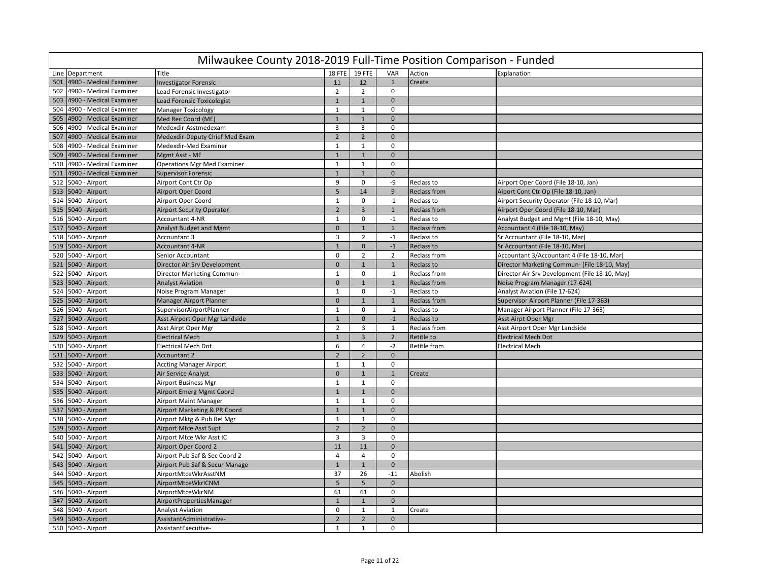# Milwaukee County 2018-2019 Full-Time Position Comparison - Funded

| Line | Department | Title | 18 FTE | 19 FTE | VAR | Action | Explanation |
|---|---|---|---|---|---|---|---|
| 501 | 4900 - Medical Examiner | Investigator Forensic | 11 | 12 | 1 | Create | |
| 502 | 4900 - Medical Examiner | Lead Forensic Investigator | 2 | 2 | 0 | | |
| 503 | 4900 - Medical Examiner | Lead Forensic Toxicologist | 1 | 1 | 0 | | |
| 504 | 4900 - Medical Examiner | Manager Toxicology | 1 | 1 | 0 | | |
| 505 | 4900 - Medical Examiner | Med Rec Coord (ME) | 1 | 1 | 0 | | |
| 506 | 4900 - Medical Examiner | Medexdir-Asstmedexam | 3 | 3 | 0 | | |
| 507 | 4900 - Medical Examiner | Medexdir-Deputy Chief Med Exam | 2 | 2 | 0 | | |
| 508 | 4900 - Medical Examiner | Medexdir-Med Examiner | 1 | 1 | 0 | | |
| 509 | 4900 - Medical Examiner | Mgmt Asst - ME | 1 | 1 | 0 | | |
| 510 | 4900 - Medical Examiner | Operations Mgr Med Examiner | 1 | 1 | 0 | | |
| 511 | 4900 - Medical Examiner | Supervisor Forensic | 1 | 1 | 0 | | |
| 512 | 5040 - Airport | Airport Cont Ctr Op | 9 | 0 | -9 | Reclass to | Airport Oper Coord (File 18-10, Jan) |
| 513 | 5040 - Airport | Airport Oper Coord | 5 | 14 | 9 | Reclass from | Aiport Cont Ctr Op (File 18-10, Jan) |
| 514 | 5040 - Airport | Airport Oper Coord | 1 | 0 | -1 | Reclass to | Airport Security Operator (File 18-10, Mar) |
| 515 | 5040 - Airport | Airport Security Operator | 2 | 3 | 1 | Reclass from | Airport Oper Coord (File 18-10, Mar) |
| 516 | 5040 - Airport | Accountant 4-NR | 1 | 0 | -1 | Reclass to | Analyst Budget and Mgmt (File 18-10, May) |
| 517 | 5040 - Airport | Analyst Budget and Mgmt | 0 | 1 | 1 | Reclass from | Accountant 4 (File 18-10, May) |
| 518 | 5040 - Airport | Accountant 3 | 3 | 2 | -1 | Reclass to | Sr Accountant (File 18-10, Mar) |
| 519 | 5040 - Airport | Accountant 4-NR | 1 | 0 | -1 | Reclass to | Sr Accountant (File 18-10, Mar) |
| 520 | 5040 - Airport | Senior Accountant | 0 | 2 | 2 | Reclass from | Accountant 3/Accountant 4 (File 18-10, Mar) |
| 521 | 5040 - Airport | Director Air Srv Development | 0 | 1 | 1 | Reclass to | Director Marketing Commun- (File 18-10, May) |
| 522 | 5040 - Airport | Director Marketing Commun- | 1 | 0 | -1 | Reclass from | Director Air Srv Development (File 18-10, May) |
| 523 | 5040 - Airport | Analyst Aviation | 0 | 1 | 1 | Reclass from | Noise Program Manager (17-624) |
| 524 | 5040 - Airport | Noise Program Manager | 1 | 0 | -1 | Reclass to | Analyst Aviation (File 17-624) |
| 525 | 5040 - Airport | Manager Airport Planner | 0 | 1 | 1 | Reclass from | Supervisor Airport Planner (File 17-363) |
| 526 | 5040 - Airport | SupervisorAirportPlanner | 1 | 0 | -1 | Reclass to | Manager Airport Planner (File 17-363) |
| 527 | 5040 - Airport | Asst Airport Oper Mgr Landside | 1 | 0 | -1 | Reclass to | Asst Airpt Oper Mgr |
| 528 | 5040 - Airport | Asst Airpt Oper Mgr | 2 | 3 | 1 | Reclass from | Asst Airport Oper Mgr Landside |
| 529 | 5040 - Airport | Electrical Mech | 1 | 3 | 2 | Retitle to | Electrical Mech Dot |
| 530 | 5040 - Airport | Electrical Mech Dot | 6 | 4 | -2 | Retitle from | Electrical Mech |
| 531 | 5040 - Airport | Accountant 2 | 2 | 2 | 0 | | |
| 532 | 5040 - Airport | Accting Manager Airport | 1 | 1 | 0 | | |
| 533 | 5040 - Airport | Air Service Analyst | 0 | 1 | 1 | Create | |
| 534 | 5040 - Airport | Airport Business Mgr | 1 | 1 | 0 | | |
| 535 | 5040 - Airport | Airport Emerg Mgmt Coord | 1 | 1 | 0 | | |
| 536 | 5040 - Airport | Airport Maint Manager | 1 | 1 | 0 | | |
| 537 | 5040 - Airport | Airport Marketing & PR Coord | 1 | 1 | 0 | | |
| 538 | 5040 - Airport | Airport Mktg & Pub Rel Mgr | 1 | 1 | 0 | | |
| 539 | 5040 - Airport | Airport Mtce Asst Supt | 2 | 2 | 0 | | |
| 540 | 5040 - Airport | Airport Mtce Wkr Asst IC | 3 | 3 | 0 | | |
| 541 | 5040 - Airport | Airport Oper Coord 2 | 11 | 11 | 0 | | |
| 542 | 5040 - Airport | Airport Pub Saf & Sec Coord 2 | 4 | 4 | 0 | | |
| 543 | 5040 - Airport | Airport Pub Saf & Secur Manage | 1 | 1 | 0 | | |
| 544 | 5040 - Airport | AirportMtceWkrAsstNM | 37 | 26 | -11 | Abolish | |
| 545 | 5040 - Airport | AirportMtceWkrICNM | 5 | 5 | 0 | | |
| 546 | 5040 - Airport | AirportMtceWkrNM | 61 | 61 | 0 | | |
| 547 | 5040 - Airport | AirportPropertiesManager | 1 | 1 | 0 | | |
| 548 | 5040 - Airport | Analyst Aviation | 0 | 1 | 1 | Create | |
| 549 | 5040 - Airport | AssistantAdministrative- | 2 | 2 | 0 | | |
| 550 | 5040 - Airport | AssistantExecutive- | 1 | 1 | 0 | | |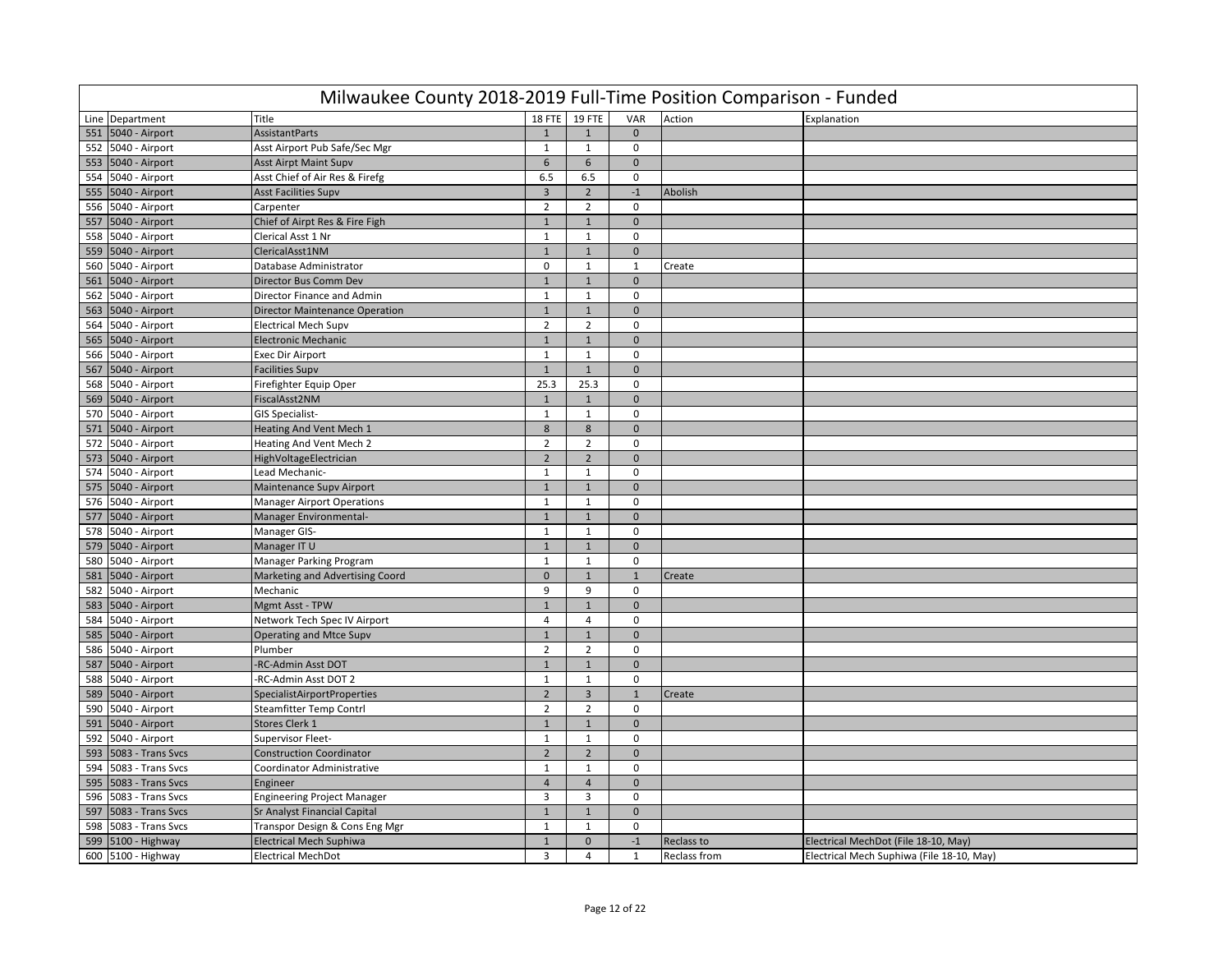# Milwaukee County 2018-2019 Full-Time Position Comparison - Funded

| Line | Department | Title | 18 FTE | 19 FTE | VAR | Action | Explanation |
|---|---|---|---|---|---|---|---|
| 551 | 5040 - Airport | AssistantParts | 1 | 1 | 0 | | |
| 552 | 5040 - Airport | Asst Airport Pub Safe/Sec Mgr | 1 | 1 | 0 | | |
| 553 | 5040 - Airport | Asst Airpt Maint Supv | 6 | 6 | 0 | | |
| 554 | 5040 - Airport | Asst Chief of Air Res & Firefg | 6.5 | 6.5 | 0 | | |
| 555 | 5040 - Airport | Asst Facilities Supv | 3 | 2 | -1 | Abolish | |
| 556 | 5040 - Airport | Carpenter | 2 | 2 | 0 | | |
| 557 | 5040 - Airport | Chief of Airpt Res & Fire Figh | 1 | 1 | 0 | | |
| 558 | 5040 - Airport | Clerical Asst 1 Nr | 1 | 1 | 0 | | |
| 559 | 5040 - Airport | ClericalAsst1NM | 1 | 1 | 0 | | |
| 560 | 5040 - Airport | Database Administrator | 0 | 1 | 1 | Create | |
| 561 | 5040 - Airport | Director Bus Comm Dev | 1 | 1 | 0 | | |
| 562 | 5040 - Airport | Director Finance and Admin | 1 | 1 | 0 | | |
| 563 | 5040 - Airport | Director Maintenance Operation | 1 | 1 | 0 | | |
| 564 | 5040 - Airport | Electrical Mech Supv | 2 | 2 | 0 | | |
| 565 | 5040 - Airport | Electronic Mechanic | 1 | 1 | 0 | | |
| 566 | 5040 - Airport | Exec Dir Airport | 1 | 1 | 0 | | |
| 567 | 5040 - Airport | Facilities Supv | 1 | 1 | 0 | | |
| 568 | 5040 - Airport | Firefighter Equip Oper | 25.3 | 25.3 | 0 | | |
| 569 | 5040 - Airport | FiscalAsst2NM | 1 | 1 | 0 | | |
| 570 | 5040 - Airport | GIS Specialist- | 1 | 1 | 0 | | |
| 571 | 5040 - Airport | Heating And Vent Mech 1 | 8 | 8 | 0 | | |
| 572 | 5040 - Airport | Heating And Vent Mech 2 | 2 | 2 | 0 | | |
| 573 | 5040 - Airport | HighVoltageElectrician | 2 | 2 | 0 | | |
| 574 | 5040 - Airport | Lead Mechanic- | 1 | 1 | 0 | | |
| 575 | 5040 - Airport | Maintenance Supv Airport | 1 | 1 | 0 | | |
| 576 | 5040 - Airport | Manager Airport Operations | 1 | 1 | 0 | | |
| 577 | 5040 - Airport | Manager Environmental- | 1 | 1 | 0 | | |
| 578 | 5040 - Airport | Manager GIS- | 1 | 1 | 0 | | |
| 579 | 5040 - Airport | Manager IT U | 1 | 1 | 0 | | |
| 580 | 5040 - Airport | Manager Parking Program | 1 | 1 | 0 | | |
| 581 | 5040 - Airport | Marketing and Advertising Coord | 0 | 1 | 1 | Create | |
| 582 | 5040 - Airport | Mechanic | 9 | 9 | 0 | | |
| 583 | 5040 - Airport | Mgmt Asst - TPW | 1 | 1 | 0 | | |
| 584 | 5040 - Airport | Network Tech Spec IV Airport | 4 | 4 | 0 | | |
| 585 | 5040 - Airport | Operating and Mtce Supv | 1 | 1 | 0 | | |
| 586 | 5040 - Airport | Plumber | 2 | 2 | 0 | | |
| 587 | 5040 - Airport | -RC-Admin Asst DOT | 1 | 1 | 0 | | |
| 588 | 5040 - Airport | -RC-Admin Asst DOT 2 | 1 | 1 | 0 | | |
| 589 | 5040 - Airport | SpecialistAirportProperties | 2 | 3 | 1 | Create | |
| 590 | 5040 - Airport | Steamfitter Temp Contrl | 2 | 2 | 0 | | |
| 591 | 5040 - Airport | Stores Clerk 1 | 1 | 1 | 0 | | |
| 592 | 5040 - Airport | Supervisor Fleet- | 1 | 1 | 0 | | |
| 593 | 5083 - Trans Svcs | Construction Coordinator | 2 | 2 | 0 | | |
| 594 | 5083 - Trans Svcs | Coordinator Administrative | 1 | 1 | 0 | | |
| 595 | 5083 - Trans Svcs | Engineer | 4 | 4 | 0 | | |
| 596 | 5083 - Trans Svcs | Engineering Project Manager | 3 | 3 | 0 | | |
| 597 | 5083 - Trans Svcs | Sr Analyst Financial Capital | 1 | 1 | 0 | | |
| 598 | 5083 - Trans Svcs | Transpor Design & Cons Eng Mgr | 1 | 1 | 0 | | |
| 599 | 5100 - Highway | Electrical Mech Suphiwa | 1 | 0 | -1 | Reclass to | Electrical MechDot (File 18-10, May) |
| 600 | 5100 - Highway | Electrical MechDot | 3 | 4 | 1 | Reclass from | Electrical Mech Suphiwa (File 18-10, May) |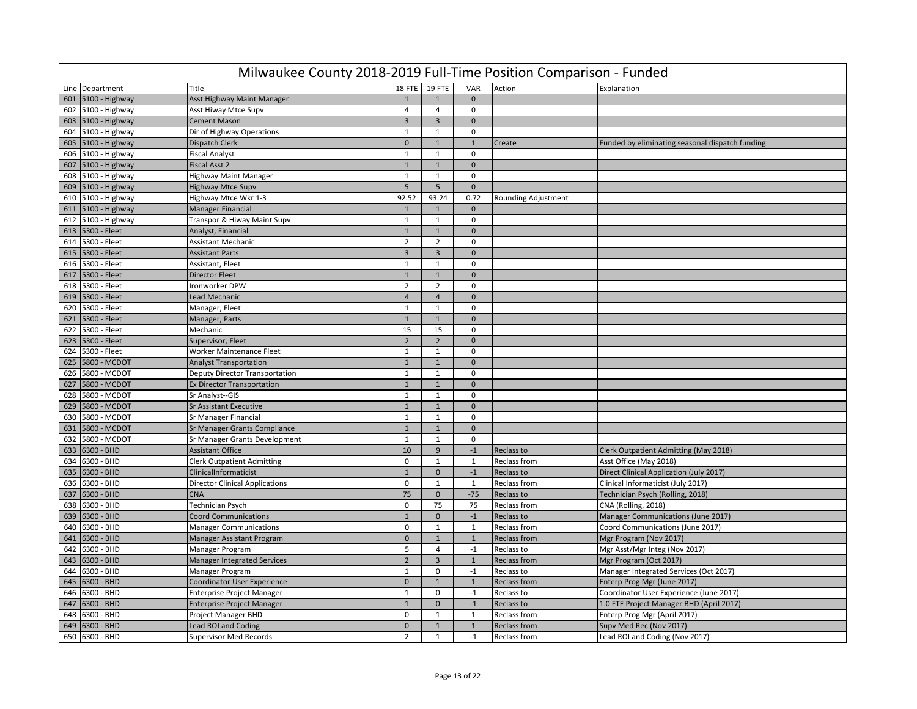# Milwaukee County 2018-2019 Full-Time Position Comparison - Funded

| Line | Department | Title | 18 FTE | 19 FTE | VAR | Action | Explanation |
|---|---|---|---|---|---|---|---|
| 601 | 5100 - Highway | Asst Highway Maint Manager | 1 | 1 | 0 | | |
| 602 | 5100 - Highway | Asst Hiway Mtce Supv | 4 | 4 | 0 | | |
| 603 | 5100 - Highway | Cement Mason | 3 | 3 | 0 | | |
| 604 | 5100 - Highway | Dir of Highway Operations | 1 | 1 | 0 | | |
| 605 | 5100 - Highway | Dispatch Clerk | 0 | 1 | 1 | Create | Funded by eliminating seasonal dispatch funding |
| 606 | 5100 - Highway | Fiscal Analyst | 1 | 1 | 0 | | |
| 607 | 5100 - Highway | Fiscal Asst 2 | 1 | 1 | 0 | | |
| 608 | 5100 - Highway | Highway Maint Manager | 1 | 1 | 0 | | |
| 609 | 5100 - Highway | Highway Mtce Supv | 5 | 5 | 0 | | |
| 610 | 5100 - Highway | Highway Mtce Wkr 1-3 | 92.52 | 93.24 | 0.72 | Rounding Adjustment | |
| 611 | 5100 - Highway | Manager Financial | 1 | 1 | 0 | | |
| 612 | 5100 - Highway | Transpor & Hiway Maint Supv | 1 | 1 | 0 | | |
| 613 | 5300 - Fleet | Analyst, Financial | 1 | 1 | 0 | | |
| 614 | 5300 - Fleet | Assistant Mechanic | 2 | 2 | 0 | | |
| 615 | 5300 - Fleet | Assistant Parts | 3 | 3 | 0 | | |
| 616 | 5300 - Fleet | Assistant, Fleet | 1 | 1 | 0 | | |
| 617 | 5300 - Fleet | Director Fleet | 1 | 1 | 0 | | |
| 618 | 5300 - Fleet | Ironworker DPW | 2 | 2 | 0 | | |
| 619 | 5300 - Fleet | Lead Mechanic | 4 | 4 | 0 | | |
| 620 | 5300 - Fleet | Manager, Fleet | 1 | 1 | 0 | | |
| 621 | 5300 - Fleet | Manager, Parts | 1 | 1 | 0 | | |
| 622 | 5300 - Fleet | Mechanic | 15 | 15 | 0 | | |
| 623 | 5300 - Fleet | Supervisor, Fleet | 2 | 2 | 0 | | |
| 624 | 5300 - Fleet | Worker Maintenance Fleet | 1 | 1 | 0 | | |
| 625 | 5800 - MCDOT | Analyst Transportation | 1 | 1 | 0 | | |
| 626 | 5800 - MCDOT | Deputy Director Transportation | 1 | 1 | 0 | | |
| 627 | 5800 - MCDOT | Ex Director Transportation | 1 | 1 | 0 | | |
| 628 | 5800 - MCDOT | Sr Analyst--GIS | 1 | 1 | 0 | | |
| 629 | 5800 - MCDOT | Sr Assistant Executive | 1 | 1 | 0 | | |
| 630 | 5800 - MCDOT | Sr Manager Financial | 1 | 1 | 0 | | |
| 631 | 5800 - MCDOT | Sr Manager Grants Compliance | 1 | 1 | 0 | | |
| 632 | 5800 - MCDOT | Sr Manager Grants Development | 1 | 1 | 0 | | |
| 633 | 6300 - BHD | Assistant Office | 10 | 9 | -1 | Reclass to | Clerk Outpatient Admitting (May 2018) |
| 634 | 6300 - BHD | Clerk Outpatient Admitting | 0 | 1 | 1 | Reclass from | Asst Office (May 2018) |
| 635 | 6300 - BHD | ClinicalInformaticist | 1 | 0 | -1 | Reclass to | Direct Clinical Application (July 2017) |
| 636 | 6300 - BHD | Director Clinical Applications | 0 | 1 | 1 | Reclass from | Clinical Informaticist (July 2017) |
| 637 | 6300 - BHD | CNA | 75 | 0 | -75 | Reclass to | Technician Psych (Rolling, 2018) |
| 638 | 6300 - BHD | Technician Psych | 0 | 75 | 75 | Reclass from | CNA (Rolling, 2018) |
| 639 | 6300 - BHD | Coord Communications | 1 | 0 | -1 | Reclass to | Manager Communications (June 2017) |
| 640 | 6300 - BHD | Manager Communications | 0 | 1 | 1 | Reclass from | Coord Communications (June 2017) |
| 641 | 6300 - BHD | Manager Assistant Program | 0 | 1 | 1 | Reclass from | Mgr Program (Nov 2017) |
| 642 | 6300 - BHD | Manager Program | 5 | 4 | -1 | Reclass to | Mgr Asst/Mgr Integ (Nov 2017) |
| 643 | 6300 - BHD | Manager Integrated Services | 2 | 3 | 1 | Reclass from | Mgr Program (Oct 2017) |
| 644 | 6300 - BHD | Manager Program | 1 | 0 | -1 | Reclass to | Manager Integrated Services (Oct 2017) |
| 645 | 6300 - BHD | Coordinator User Experience | 0 | 1 | 1 | Reclass from | Enterp Prog Mgr (June 2017) |
| 646 | 6300 - BHD | Enterprise Project Manager | 1 | 0 | -1 | Reclass to | Coordinator User Experience (June 2017) |
| 647 | 6300 - BHD | Enterprise Project Manager | 1 | 0 | -1 | Reclass to | 1.0 FTE Project Manager BHD (April 2017) |
| 648 | 6300 - BHD | Project Manager BHD | 0 | 1 | 1 | Reclass from | Enterp Prog Mgr (April 2017) |
| 649 | 6300 - BHD | Lead ROI and Coding | 0 | 1 | 1 | Reclass from | Supv Med Rec (Nov 2017) |
| 650 | 6300 - BHD | Supervisor Med Records | 2 | 1 | -1 | Reclass from | Lead ROI and Coding (Nov 2017) |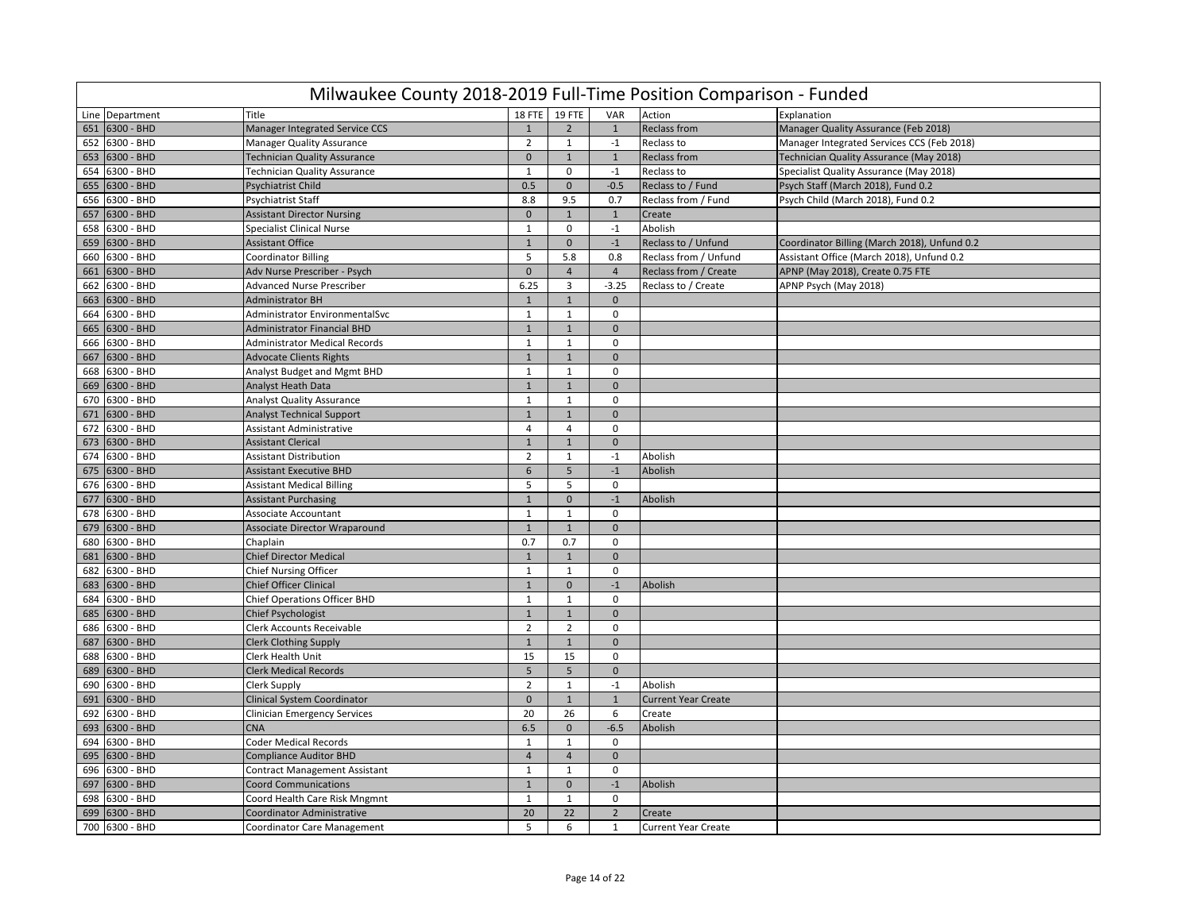# Milwaukee County 2018-2019 Full-Time Position Comparison - Funded

| Line | Department | Title | 18 FTE | 19 FTE | VAR | Action | Explanation |
|---|---|---|---|---|---|---|---|
| 651 | 6300 - BHD | Manager Integrated Service CCS | 1 | 2 | 1 | Reclass from | Manager Quality Assurance (Feb 2018) |
| 652 | 6300 - BHD | Manager Quality Assurance | 2 | 1 | -1 | Reclass to | Manager Integrated Services CCS (Feb 2018) |
| 653 | 6300 - BHD | Technician Quality Assurance | 0 | 1 | 1 | Reclass from | Technician Quality Assurance (May 2018) |
| 654 | 6300 - BHD | Technician Quality Assurance | 1 | 0 | -1 | Reclass to | Specialist Quality Assurance (May 2018) |
| 655 | 6300 - BHD | Psychiatrist Child | 0.5 | 0 | -0.5 | Reclass to / Fund | Psych Staff (March 2018), Fund 0.2 |
| 656 | 6300 - BHD | Psychiatrist Staff | 8.8 | 9.5 | 0.7 | Reclass from / Fund | Psych Child (March 2018), Fund 0.2 |
| 657 | 6300 - BHD | Assistant Director Nursing | 0 | 1 | 1 | Create | |
| 658 | 6300 - BHD | Specialist Clinical Nurse | 1 | 0 | -1 | Abolish | |
| 659 | 6300 - BHD | Assistant Office | 1 | 0 | -1 | Reclass to / Unfund | Coordinator Billing (March 2018), Unfund 0.2 |
| 660 | 6300 - BHD | Coordinator Billing | 5 | 5.8 | 0.8 | Reclass from / Unfund | Assistant Office (March 2018), Unfund 0.2 |
| 661 | 6300 - BHD | Adv Nurse Prescriber - Psych | 0 | 4 | 4 | Reclass from / Create | APNP (May 2018), Create 0.75 FTE |
| 662 | 6300 - BHD | Advanced Nurse Prescriber | 6.25 | 3 | -3.25 | Reclass to / Create | APNP Psych (May 2018) |
| 663 | 6300 - BHD | Administrator BH | 1 | 1 | 0 | | |
| 664 | 6300 - BHD | Administrator EnvironmentalSvc | 1 | 1 | 0 | | |
| 665 | 6300 - BHD | Administrator Financial BHD | 1 | 1 | 0 | | |
| 666 | 6300 - BHD | Administrator Medical Records | 1 | 1 | 0 | | |
| 667 | 6300 - BHD | Advocate Clients Rights | 1 | 1 | 0 | | |
| 668 | 6300 - BHD | Analyst Budget and Mgmt BHD | 1 | 1 | 0 | | |
| 669 | 6300 - BHD | Analyst Heath Data | 1 | 1 | 0 | | |
| 670 | 6300 - BHD | Analyst Quality Assurance | 1 | 1 | 0 | | |
| 671 | 6300 - BHD | Analyst Technical Support | 1 | 1 | 0 | | |
| 672 | 6300 - BHD | Assistant Administrative | 4 | 4 | 0 | | |
| 673 | 6300 - BHD | Assistant Clerical | 1 | 1 | 0 | | |
| 674 | 6300 - BHD | Assistant Distribution | 2 | 1 | -1 | Abolish | |
| 675 | 6300 - BHD | Assistant Executive BHD | 6 | 5 | -1 | Abolish | |
| 676 | 6300 - BHD | Assistant Medical Billing | 5 | 5 | 0 | | |
| 677 | 6300 - BHD | Assistant Purchasing | 1 | 0 | -1 | Abolish | |
| 678 | 6300 - BHD | Associate Accountant | 1 | 1 | 0 | | |
| 679 | 6300 - BHD | Associate Director Wraparound | 1 | 1 | 0 | | |
| 680 | 6300 - BHD | Chaplain | 0.7 | 0.7 | 0 | | |
| 681 | 6300 - BHD | Chief Director Medical | 1 | 1 | 0 | | |
| 682 | 6300 - BHD | Chief Nursing Officer | 1 | 1 | 0 | | |
| 683 | 6300 - BHD | Chief Officer Clinical | 1 | 0 | -1 | Abolish | |
| 684 | 6300 - BHD | Chief Operations Officer BHD | 1 | 1 | 0 | | |
| 685 | 6300 - BHD | Chief Psychologist | 1 | 1 | 0 | | |
| 686 | 6300 - BHD | Clerk Accounts Receivable | 2 | 2 | 0 | | |
| 687 | 6300 - BHD | Clerk Clothing Supply | 1 | 1 | 0 | | |
| 688 | 6300 - BHD | Clerk Health Unit | 15 | 15 | 0 | | |
| 689 | 6300 - BHD | Clerk Medical Records | 5 | 5 | 0 | | |
| 690 | 6300 - BHD | Clerk Supply | 2 | 1 | -1 | Abolish | |
| 691 | 6300 - BHD | Clinical System Coordinator | 0 | 1 | 1 | Current Year Create | |
| 692 | 6300 - BHD | Clinician Emergency Services | 20 | 26 | 6 | Create | |
| 693 | 6300 - BHD | CNA | 6.5 | 0 | -6.5 | Abolish | |
| 694 | 6300 - BHD | Coder Medical Records | 1 | 1 | 0 | | |
| 695 | 6300 - BHD | Compliance Auditor BHD | 4 | 4 | 0 | | |
| 696 | 6300 - BHD | Contract Management Assistant | 1 | 1 | 0 | | |
| 697 | 6300 - BHD | Coord Communications | 1 | 0 | -1 | Abolish | |
| 698 | 6300 - BHD | Coord Health Care Risk Mngmnt | 1 | 1 | 0 | | |
| 699 | 6300 - BHD | Coordinator Administrative | 20 | 22 | 2 | Create | |
| 700 | 6300 - BHD | Coordinator Care Management | 5 | 6 | 1 | Current Year Create | |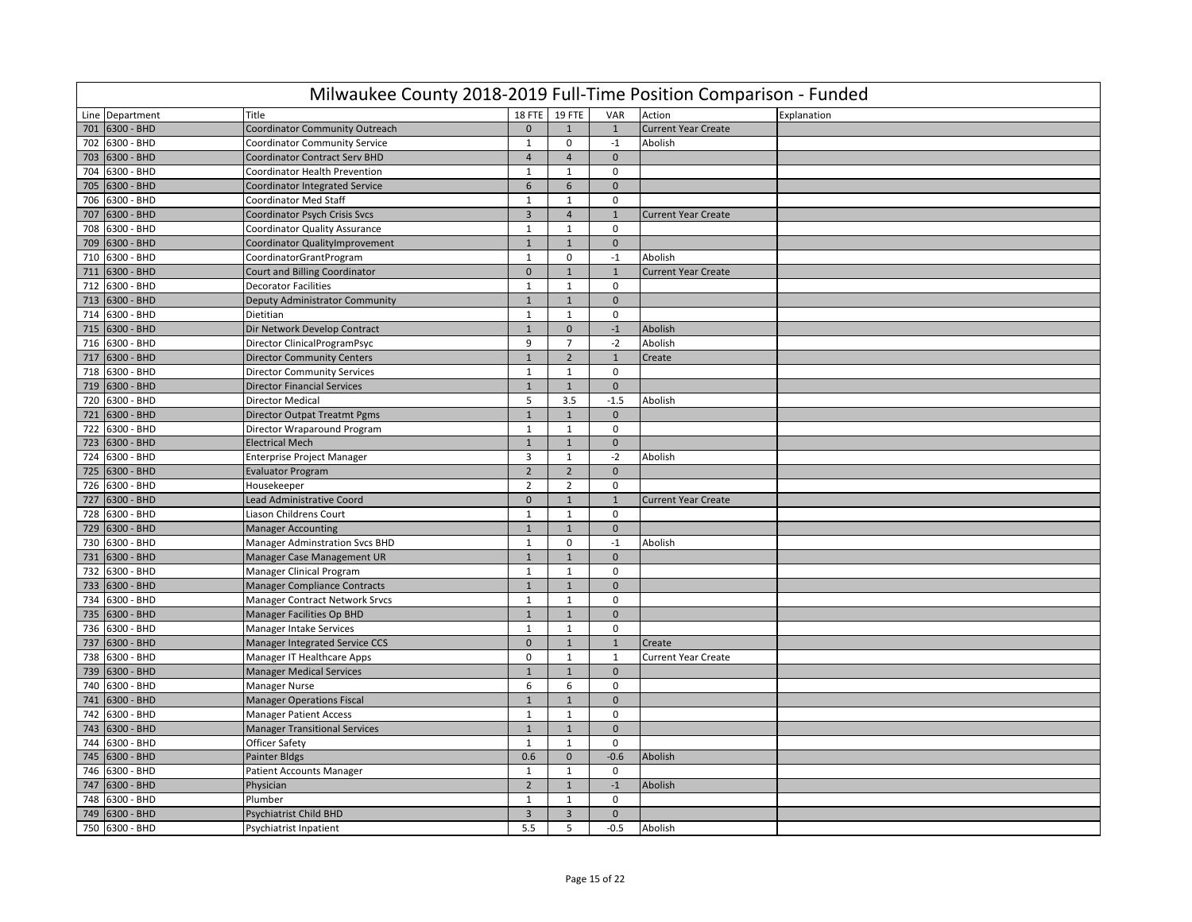# Milwaukee County 2018-2019 Full-Time Position Comparison - Funded

| Line | Department | Title | 18 FTE | 19 FTE | VAR | Action | Explanation |
|---|---|---|---|---|---|---|---|
| 701 | 6300 - BHD | Coordinator Community Outreach | 0 | 1 | 1 | Current Year Create | |
| 702 | 6300 - BHD | Coordinator Community Service | 1 | 0 | -1 | Abolish | |
| 703 | 6300 - BHD | Coordinator Contract Serv BHD | 4 | 4 | 0 | | |
| 704 | 6300 - BHD | Coordinator Health Prevention | 1 | 1 | 0 | | |
| 705 | 6300 - BHD | Coordinator Integrated Service | 6 | 6 | 0 | | |
| 706 | 6300 - BHD | Coordinator Med Staff | 1 | 1 | 0 | | |
| 707 | 6300 - BHD | Coordinator Psych Crisis Svcs | 3 | 4 | 1 | Current Year Create | |
| 708 | 6300 - BHD | Coordinator Quality Assurance | 1 | 1 | 0 | | |
| 709 | 6300 - BHD | Coordinator QualityImprovement | 1 | 1 | 0 | | |
| 710 | 6300 - BHD | CoordinatorGrantProgram | 1 | 0 | -1 | Abolish | |
| 711 | 6300 - BHD | Court and Billing Coordinator | 0 | 1 | 1 | Current Year Create | |
| 712 | 6300 - BHD | Decorator Facilities | 1 | 1 | 0 | | |
| 713 | 6300 - BHD | Deputy Administrator Community | 1 | 1 | 0 | | |
| 714 | 6300 - BHD | Dietitian | 1 | 1 | 0 | | |
| 715 | 6300 - BHD | Dir Network Develop Contract | 1 | 0 | -1 | Abolish | |
| 716 | 6300 - BHD | Director ClinicalProgramPsyc | 9 | 7 | -2 | Abolish | |
| 717 | 6300 - BHD | Director Community Centers | 1 | 2 | 1 | Create | |
| 718 | 6300 - BHD | Director Community Services | 1 | 1 | 0 | | |
| 719 | 6300 - BHD | Director Financial Services | 1 | 1 | 0 | | |
| 720 | 6300 - BHD | Director Medical | 5 | 3.5 | -1.5 | Abolish | |
| 721 | 6300 - BHD | Director Outpat Treatmt Pgms | 1 | 1 | 0 | | |
| 722 | 6300 - BHD | Director Wraparound Program | 1 | 1 | 0 | | |
| 723 | 6300 - BHD | Electrical Mech | 1 | 1 | 0 | | |
| 724 | 6300 - BHD | Enterprise Project Manager | 3 | 1 | -2 | Abolish | |
| 725 | 6300 - BHD | Evaluator Program | 2 | 2 | 0 | | |
| 726 | 6300 - BHD | Housekeeper | 2 | 2 | 0 | | |
| 727 | 6300 - BHD | Lead Administrative Coord | 0 | 1 | 1 | Current Year Create | |
| 728 | 6300 - BHD | Liason Childrens Court | 1 | 1 | 0 | | |
| 729 | 6300 - BHD | Manager Accounting | 1 | 1 | 0 | | |
| 730 | 6300 - BHD | Manager Adminstration Svcs BHD | 1 | 0 | -1 | Abolish | |
| 731 | 6300 - BHD | Manager Case Management UR | 1 | 1 | 0 | | |
| 732 | 6300 - BHD | Manager Clinical Program | 1 | 1 | 0 | | |
| 733 | 6300 - BHD | Manager Compliance Contracts | 1 | 1 | 0 | | |
| 734 | 6300 - BHD | Manager Contract Network Srvcs | 1 | 1 | 0 | | |
| 735 | 6300 - BHD | Manager Facilities Op BHD | 1 | 1 | 0 | | |
| 736 | 6300 - BHD | Manager Intake Services | 1 | 1 | 0 | | |
| 737 | 6300 - BHD | Manager Integrated Service CCS | 0 | 1 | 1 | Create | |
| 738 | 6300 - BHD | Manager IT Healthcare Apps | 0 | 1 | 1 | Current Year Create | |
| 739 | 6300 - BHD | Manager Medical Services | 1 | 1 | 0 | | |
| 740 | 6300 - BHD | Manager Nurse | 6 | 6 | 0 | | |
| 741 | 6300 - BHD | Manager Operations Fiscal | 1 | 1 | 0 | | |
| 742 | 6300 - BHD | Manager Patient Access | 1 | 1 | 0 | | |
| 743 | 6300 - BHD | Manager Transitional Services | 1 | 1 | 0 | | |
| 744 | 6300 - BHD | Officer Safety | 1 | 1 | 0 | | |
| 745 | 6300 - BHD | Painter Bldgs | 0.6 | 0 | -0.6 | Abolish | |
| 746 | 6300 - BHD | Patient Accounts Manager | 1 | 1 | 0 | | |
| 747 | 6300 - BHD | Physician | 2 | 1 | -1 | Abolish | |
| 748 | 6300 - BHD | Plumber | 1 | 1 | 0 | | |
| 749 | 6300 - BHD | Psychiatrist Child BHD | 3 | 3 | 0 | | |
| 750 | 6300 - BHD | Psychiatrist Inpatient | 5.5 | 5 | -0.5 | Abolish | |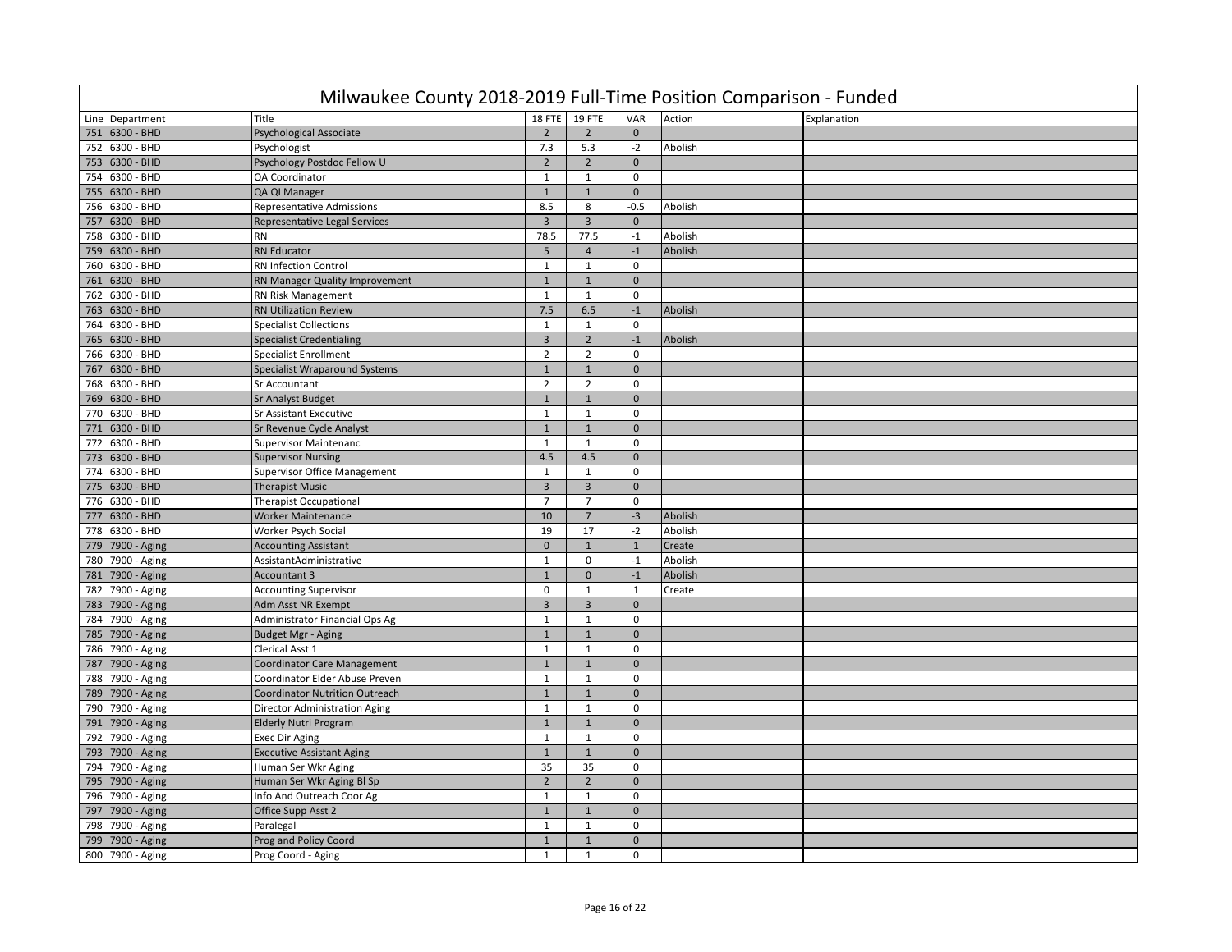# Milwaukee County 2018-2019 Full-Time Position Comparison - Funded

| Line | Department | Title | 18 FTE | 19 FTE | VAR | Action | Explanation |
|---|---|---|---|---|---|---|---|
| 751 | 6300 - BHD | Psychological Associate | 2 | 2 | 0 | | |
| 752 | 6300 - BHD | Psychologist | 7.3 | 5.3 | -2 | Abolish | |
| 753 | 6300 - BHD | Psychology Postdoc Fellow U | 2 | 2 | 0 | | |
| 754 | 6300 - BHD | QA Coordinator | 1 | 1 | 0 | | |
| 755 | 6300 - BHD | QA QI Manager | 1 | 1 | 0 | | |
| 756 | 6300 - BHD | Representative Admissions | 8.5 | 8 | -0.5 | Abolish | |
| 757 | 6300 - BHD | Representative Legal Services | 3 | 3 | 0 | | |
| 758 | 6300 - BHD | RN | 78.5 | 77.5 | -1 | Abolish | |
| 759 | 6300 - BHD | RN Educator | 5 | 4 | -1 | Abolish | |
| 760 | 6300 - BHD | RN Infection Control | 1 | 1 | 0 | | |
| 761 | 6300 - BHD | RN Manager Quality Improvement | 1 | 1 | 0 | | |
| 762 | 6300 - BHD | RN Risk Management | 1 | 1 | 0 | | |
| 763 | 6300 - BHD | RN Utilization Review | 7.5 | 6.5 | -1 | Abolish | |
| 764 | 6300 - BHD | Specialist Collections | 1 | 1 | 0 | | |
| 765 | 6300 - BHD | Specialist Credentialing | 3 | 2 | -1 | Abolish | |
| 766 | 6300 - BHD | Specialist Enrollment | 2 | 2 | 0 | | |
| 767 | 6300 - BHD | Specialist Wraparound Systems | 1 | 1 | 0 | | |
| 768 | 6300 - BHD | Sr Accountant | 2 | 2 | 0 | | |
| 769 | 6300 - BHD | Sr Analyst Budget | 1 | 1 | 0 | | |
| 770 | 6300 - BHD | Sr Assistant Executive | 1 | 1 | 0 | | |
| 771 | 6300 - BHD | Sr Revenue Cycle Analyst | 1 | 1 | 0 | | |
| 772 | 6300 - BHD | Supervisor Maintenanc | 1 | 1 | 0 | | |
| 773 | 6300 - BHD | Supervisor Nursing | 4.5 | 4.5 | 0 | | |
| 774 | 6300 - BHD | Supervisor Office Management | 1 | 1 | 0 | | |
| 775 | 6300 - BHD | Therapist Music | 3 | 3 | 0 | | |
| 776 | 6300 - BHD | Therapist Occupational | 7 | 7 | 0 | | |
| 777 | 6300 - BHD | Worker Maintenance | 10 | 7 | -3 | Abolish | |
| 778 | 6300 - BHD | Worker Psych Social | 19 | 17 | -2 | Abolish | |
| 779 | 7900 - Aging | Accounting Assistant | 0 | 1 | 1 | Create | |
| 780 | 7900 - Aging | AssistantAdministrative | 1 | 0 | -1 | Abolish | |
| 781 | 7900 - Aging | Accountant 3 | 1 | 0 | -1 | Abolish | |
| 782 | 7900 - Aging | Accounting Supervisor | 0 | 1 | 1 | Create | |
| 783 | 7900 - Aging | Adm Asst NR Exempt | 3 | 3 | 0 | | |
| 784 | 7900 - Aging | Administrator Financial Ops Ag | 1 | 1 | 0 | | |
| 785 | 7900 - Aging | Budget Mgr - Aging | 1 | 1 | 0 | | |
| 786 | 7900 - Aging | Clerical Asst 1 | 1 | 1 | 0 | | |
| 787 | 7900 - Aging | Coordinator Care Management | 1 | 1 | 0 | | |
| 788 | 7900 - Aging | Coordinator Elder Abuse Preven | 1 | 1 | 0 | | |
| 789 | 7900 - Aging | Coordinator Nutrition Outreach | 1 | 1 | 0 | | |
| 790 | 7900 - Aging | Director Administration Aging | 1 | 1 | 0 | | |
| 791 | 7900 - Aging | Elderly Nutri Program | 1 | 1 | 0 | | |
| 792 | 7900 - Aging | Exec Dir Aging | 1 | 1 | 0 | | |
| 793 | 7900 - Aging | Executive Assistant Aging | 1 | 1 | 0 | | |
| 794 | 7900 - Aging | Human Ser Wkr Aging | 35 | 35 | 0 | | |
| 795 | 7900 - Aging | Human Ser Wkr Aging Bl Sp | 2 | 2 | 0 | | |
| 796 | 7900 - Aging | Info And Outreach Coor Ag | 1 | 1 | 0 | | |
| 797 | 7900 - Aging | Office Supp Asst 2 | 1 | 1 | 0 | | |
| 798 | 7900 - Aging | Paralegal | 1 | 1 | 0 | | |
| 799 | 7900 - Aging | Prog and Policy Coord | 1 | 1 | 0 | | |
| 800 | 7900 - Aging | Prog Coord - Aging | 1 | 1 | 0 | | |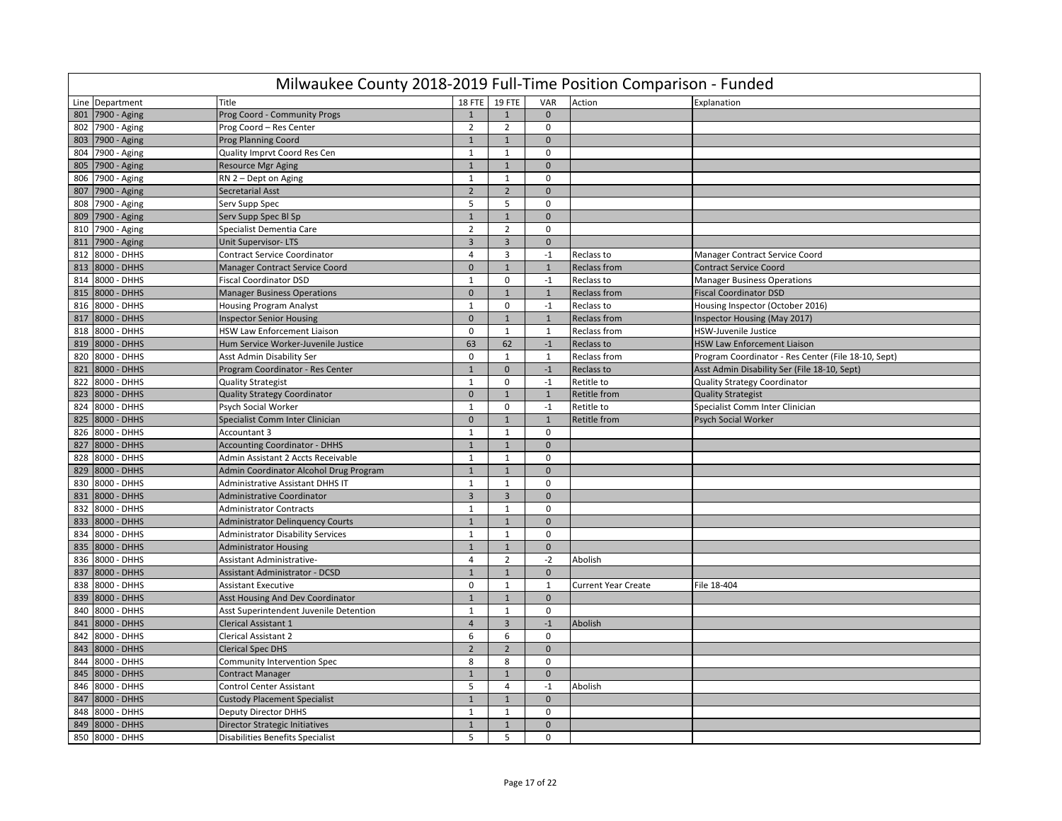# Milwaukee County 2018-2019 Full-Time Position Comparison - Funded

| Line | Department | Title | 18 FTE | 19 FTE | VAR | Action | Explanation |
|---|---|---|---|---|---|---|---|
| 801 | 7900 - Aging | Prog Coord - Community Progs | 1 | 1 | 0 | | |
| 802 | 7900 - Aging | Prog Coord – Res Center | 2 | 2 | 0 | | |
| 803 | 7900 - Aging | Prog Planning Coord | 1 | 1 | 0 | | |
| 804 | 7900 - Aging | Quality Imprvt Coord Res Cen | 1 | 1 | 0 | | |
| 805 | 7900 - Aging | Resource Mgr Aging | 1 | 1 | 0 | | |
| 806 | 7900 - Aging | RN 2 – Dept on Aging | 1 | 1 | 0 | | |
| 807 | 7900 - Aging | Secretarial Asst | 2 | 2 | 0 | | |
| 808 | 7900 - Aging | Serv Supp Spec | 5 | 5 | 0 | | |
| 809 | 7900 - Aging | Serv Supp Spec Bl Sp | 1 | 1 | 0 | | |
| 810 | 7900 - Aging | Specialist Dementia Care | 2 | 2 | 0 | | |
| 811 | 7900 - Aging | Unit Supervisor- LTS | 3 | 3 | 0 | | |
| 812 | 8000 - DHHS | Contract Service Coordinator | 4 | 3 | -1 | Reclass to | Manager Contract Service Coord |
| 813 | 8000 - DHHS | Manager Contract Service Coord | 0 | 1 | 1 | Reclass from | Contract Service Coord |
| 814 | 8000 - DHHS | Fiscal Coordinator DSD | 1 | 0 | -1 | Reclass to | Manager Business Operations |
| 815 | 8000 - DHHS | Manager Business Operations | 0 | 1 | 1 | Reclass from | Fiscal Coordinator DSD |
| 816 | 8000 - DHHS | Housing Program Analyst | 1 | 0 | -1 | Reclass to | Housing Inspector (October 2016) |
| 817 | 8000 - DHHS | Inspector Senior Housing | 0 | 1 | 1 | Reclass from | Inspector Housing (May 2017) |
| 818 | 8000 - DHHS | HSW Law Enforcement Liaison | 0 | 1 | 1 | Reclass from | HSW-Juvenile Justice |
| 819 | 8000 - DHHS | Hum Service Worker-Juvenile Justice | 63 | 62 | -1 | Reclass to | HSW Law Enforcement Liaison |
| 820 | 8000 - DHHS | Asst Admin Disability Ser | 0 | 1 | 1 | Reclass from | Program Coordinator - Res Center (File 18-10, Sept) |
| 821 | 8000 - DHHS | Program Coordinator - Res Center | 1 | 0 | -1 | Reclass to | Asst Admin Disability Ser (File 18-10, Sept) |
| 822 | 8000 - DHHS | Quality Strategist | 1 | 0 | -1 | Retitle to | Quality Strategy Coordinator |
| 823 | 8000 - DHHS | Quality Strategy Coordinator | 0 | 1 | 1 | Retitle from | Quality Strategist |
| 824 | 8000 - DHHS | Psych Social Worker | 1 | 0 | -1 | Retitle to | Specialist Comm Inter Clinician |
| 825 | 8000 - DHHS | Specialist Comm Inter Clinician | 0 | 1 | 1 | Retitle from | Psych Social Worker |
| 826 | 8000 - DHHS | Accountant 3 | 1 | 1 | 0 | | |
| 827 | 8000 - DHHS | Accounting Coordinator - DHHS | 1 | 1 | 0 | | |
| 828 | 8000 - DHHS | Admin Assistant 2 Accts Receivable | 1 | 1 | 0 | | |
| 829 | 8000 - DHHS | Admin Coordinator Alcohol Drug Program | 1 | 1 | 0 | | |
| 830 | 8000 - DHHS | Administrative Assistant DHHS IT | 1 | 1 | 0 | | |
| 831 | 8000 - DHHS | Administrative Coordinator | 3 | 3 | 0 | | |
| 832 | 8000 - DHHS | Administrator Contracts | 1 | 1 | 0 | | |
| 833 | 8000 - DHHS | Administrator Delinquency Courts | 1 | 1 | 0 | | |
| 834 | 8000 - DHHS | Administrator Disability Services | 1 | 1 | 0 | | |
| 835 | 8000 - DHHS | Administrator Housing | 1 | 1 | 0 | | |
| 836 | 8000 - DHHS | Assistant Administrative- | 4 | 2 | -2 | Abolish | |
| 837 | 8000 - DHHS | Assistant Administrator - DCSD | 1 | 1 | 0 | | |
| 838 | 8000 - DHHS | Assistant Executive | 0 | 1 | 1 | Current Year Create | File 18-404 |
| 839 | 8000 - DHHS | Asst Housing And Dev Coordinator | 1 | 1 | 0 | | |
| 840 | 8000 - DHHS | Asst Superintendent Juvenile Detention | 1 | 1 | 0 | | |
| 841 | 8000 - DHHS | Clerical Assistant 1 | 4 | 3 | -1 | Abolish | |
| 842 | 8000 - DHHS | Clerical Assistant 2 | 6 | 6 | 0 | | |
| 843 | 8000 - DHHS | Clerical Spec DHS | 2 | 2 | 0 | | |
| 844 | 8000 - DHHS | Community Intervention Spec | 8 | 8 | 0 | | |
| 845 | 8000 - DHHS | Contract Manager | 1 | 1 | 0 | | |
| 846 | 8000 - DHHS | Control Center Assistant | 5 | 4 | -1 | Abolish | |
| 847 | 8000 - DHHS | Custody Placement Specialist | 1 | 1 | 0 | | |
| 848 | 8000 - DHHS | Deputy Director DHHS | 1 | 1 | 0 | | |
| 849 | 8000 - DHHS | Director Strategic Initiatives | 1 | 1 | 0 | | |
| 850 | 8000 - DHHS | Disabilities Benefits Specialist | 5 | 5 | 0 | | |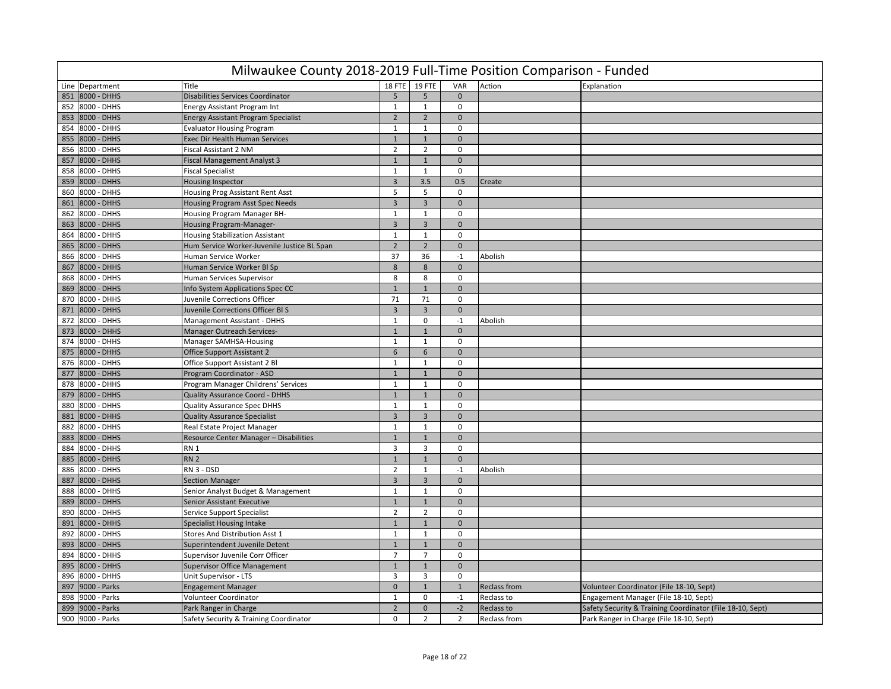# Milwaukee County 2018-2019 Full-Time Position Comparison - Funded

| Line | Department | Title | 18 FTE | 19 FTE | VAR | Action | Explanation |
|---|---|---|---|---|---|---|---|
| 851 | 8000 - DHHS | Disabilities Services Coordinator | 5 | 5 | 0 | | |
| 852 | 8000 - DHHS | Energy Assistant Program Int | 1 | 1 | 0 | | |
| 853 | 8000 - DHHS | Energy Assistant Program Specialist | 2 | 2 | 0 | | |
| 854 | 8000 - DHHS | Evaluator Housing Program | 1 | 1 | 0 | | |
| 855 | 8000 - DHHS | Exec Dir Health Human Services | 1 | 1 | 0 | | |
| 856 | 8000 - DHHS | Fiscal Assistant 2 NM | 2 | 2 | 0 | | |
| 857 | 8000 - DHHS | Fiscal Management Analyst 3 | 1 | 1 | 0 | | |
| 858 | 8000 - DHHS | Fiscal Specialist | 1 | 1 | 0 | | |
| 859 | 8000 - DHHS | Housing Inspector | 3 | 3.5 | 0.5 | Create | |
| 860 | 8000 - DHHS | Housing Prog Assistant Rent Asst | 5 | 5 | 0 | | |
| 861 | 8000 - DHHS | Housing Program Asst Spec Needs | 3 | 3 | 0 | | |
| 862 | 8000 - DHHS | Housing Program Manager BH- | 1 | 1 | 0 | | |
| 863 | 8000 - DHHS | Housing Program-Manager- | 3 | 3 | 0 | | |
| 864 | 8000 - DHHS | Housing Stabilization Assistant | 1 | 1 | 0 | | |
| 865 | 8000 - DHHS | Hum Service Worker-Juvenile Justice BL Span | 2 | 2 | 0 | | |
| 866 | 8000 - DHHS | Human Service Worker | 37 | 36 | -1 | Abolish | |
| 867 | 8000 - DHHS | Human Service Worker Bl Sp | 8 | 8 | 0 | | |
| 868 | 8000 - DHHS | Human Services Supervisor | 8 | 8 | 0 | | |
| 869 | 8000 - DHHS | Info System Applications Spec CC | 1 | 1 | 0 | | |
| 870 | 8000 - DHHS | Juvenile Corrections Officer | 71 | 71 | 0 | | |
| 871 | 8000 - DHHS | Juvenile Corrections Officer Bl S | 3 | 3 | 0 | | |
| 872 | 8000 - DHHS | Management Assistant - DHHS | 1 | 0 | -1 | Abolish | |
| 873 | 8000 - DHHS | Manager Outreach Services- | 1 | 1 | 0 | | |
| 874 | 8000 - DHHS | Manager SAMHSA-Housing | 1 | 1 | 0 | | |
| 875 | 8000 - DHHS | Office Support Assistant 2 | 6 | 6 | 0 | | |
| 876 | 8000 - DHHS | Office Support Assistant 2 Bl | 1 | 1 | 0 | | |
| 877 | 8000 - DHHS | Program Coordinator - ASD | 1 | 1 | 0 | | |
| 878 | 8000 - DHHS | Program Manager Childrens' Services | 1 | 1 | 0 | | |
| 879 | 8000 - DHHS | Quality Assurance Coord - DHHS | 1 | 1 | 0 | | |
| 880 | 8000 - DHHS | Quality Assurance Spec DHHS | 1 | 1 | 0 | | |
| 881 | 8000 - DHHS | Quality Assurance Specialist | 3 | 3 | 0 | | |
| 882 | 8000 - DHHS | Real Estate Project Manager | 1 | 1 | 0 | | |
| 883 | 8000 - DHHS | Resource Center Manager – Disabilities | 1 | 1 | 0 | | |
| 884 | 8000 - DHHS | RN 1 | 3 | 3 | 0 | | |
| 885 | 8000 - DHHS | RN 2 | 1 | 1 | 0 | | |
| 886 | 8000 - DHHS | RN 3 - DSD | 2 | 1 | -1 | Abolish | |
| 887 | 8000 - DHHS | Section Manager | 3 | 3 | 0 | | |
| 888 | 8000 - DHHS | Senior Analyst Budget & Management | 1 | 1 | 0 | | |
| 889 | 8000 - DHHS | Senior Assistant Executive | 1 | 1 | 0 | | |
| 890 | 8000 - DHHS | Service Support Specialist | 2 | 2 | 0 | | |
| 891 | 8000 - DHHS | Specialist Housing Intake | 1 | 1 | 0 | | |
| 892 | 8000 - DHHS | Stores And Distribution Asst 1 | 1 | 1 | 0 | | |
| 893 | 8000 - DHHS | Superintendent Juvenile Detent | 1 | 1 | 0 | | |
| 894 | 8000 - DHHS | Supervisor Juvenile Corr Officer | 7 | 7 | 0 | | |
| 895 | 8000 - DHHS | Supervisor Office Management | 1 | 1 | 0 | | |
| 896 | 8000 - DHHS | Unit Supervisor - LTS | 3 | 3 | 0 | | |
| 897 | 9000 - Parks | Engagement Manager | 0 | 1 | 1 | Reclass from | Volunteer Coordinator (File 18-10, Sept) |
| 898 | 9000 - Parks | Volunteer Coordinator | 1 | 0 | -1 | Reclass to | Engagement Manager (File 18-10, Sept) |
| 899 | 9000 - Parks | Park Ranger in Charge | 2 | 0 | -2 | Reclass to | Safety Security & Training Coordinator (File 18-10, Sept) |
| 900 | 9000 - Parks | Safety Security & Training Coordinator | 0 | 2 | 2 | Reclass from | Park Ranger in Charge (File 18-10, Sept) |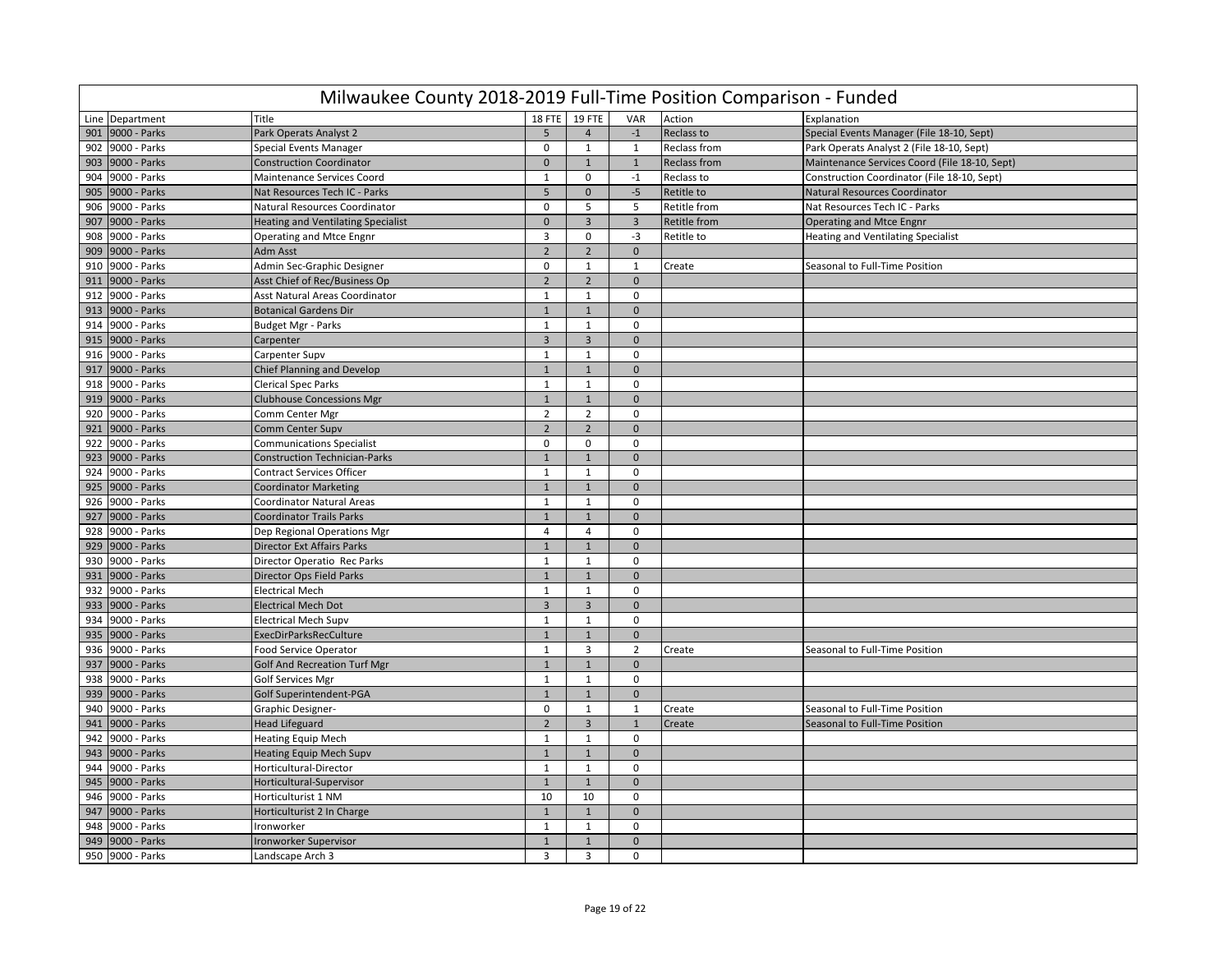# Milwaukee County 2018-2019 Full-Time Position Comparison - Funded

| Line | Department | Title | 18 FTE | 19 FTE | VAR | Action | Explanation |
|---|---|---|---|---|---|---|---|
| 901 | 9000 - Parks | Park Operats Analyst 2 | 5 | 4 | -1 | Reclass to | Special Events Manager (File 18-10, Sept) |
| 902 | 9000 - Parks | Special Events Manager | 0 | 1 | 1 | Reclass from | Park Operats Analyst 2 (File 18-10, Sept) |
| 903 | 9000 - Parks | Construction Coordinator | 0 | 1 | 1 | Reclass from | Maintenance Services Coord (File 18-10, Sept) |
| 904 | 9000 - Parks | Maintenance Services Coord | 1 | 0 | -1 | Reclass to | Construction Coordinator (File 18-10, Sept) |
| 905 | 9000 - Parks | Nat Resources Tech IC - Parks | 5 | 0 | -5 | Retitle to | Natural Resources Coordinator |
| 906 | 9000 - Parks | Natural Resources Coordinator | 0 | 5 | 5 | Retitle from | Nat Resources Tech IC - Parks |
| 907 | 9000 - Parks | Heating and Ventilating Specialist | 0 | 3 | 3 | Retitle from | Operating and Mtce Engnr |
| 908 | 9000 - Parks | Operating and Mtce Engnr | 3 | 0 | -3 | Retitle to | Heating and Ventilating Specialist |
| 909 | 9000 - Parks | Adm Asst | 2 | 2 | 0 | | |
| 910 | 9000 - Parks | Admin Sec-Graphic Designer | 0 | 1 | 1 | Create | Seasonal to Full-Time Position |
| 911 | 9000 - Parks | Asst Chief of Rec/Business Op | 2 | 2 | 0 | | |
| 912 | 9000 - Parks | Asst Natural Areas Coordinator | 1 | 1 | 0 | | |
| 913 | 9000 - Parks | Botanical Gardens Dir | 1 | 1 | 0 | | |
| 914 | 9000 - Parks | Budget Mgr - Parks | 1 | 1 | 0 | | |
| 915 | 9000 - Parks | Carpenter | 3 | 3 | 0 | | |
| 916 | 9000 - Parks | Carpenter Supv | 1 | 1 | 0 | | |
| 917 | 9000 - Parks | Chief Planning and Develop | 1 | 1 | 0 | | |
| 918 | 9000 - Parks | Clerical Spec Parks | 1 | 1 | 0 | | |
| 919 | 9000 - Parks | Clubhouse Concessions Mgr | 1 | 1 | 0 | | |
| 920 | 9000 - Parks | Comm Center Mgr | 2 | 2 | 0 | | |
| 921 | 9000 - Parks | Comm Center Supv | 2 | 2 | 0 | | |
| 922 | 9000 - Parks | Communications Specialist | 0 | 0 | 0 | | |
| 923 | 9000 - Parks | Construction Technician-Parks | 1 | 1 | 0 | | |
| 924 | 9000 - Parks | Contract Services Officer | 1 | 1 | 0 | | |
| 925 | 9000 - Parks | Coordinator Marketing | 1 | 1 | 0 | | |
| 926 | 9000 - Parks | Coordinator Natural Areas | 1 | 1 | 0 | | |
| 927 | 9000 - Parks | Coordinator Trails Parks | 1 | 1 | 0 | | |
| 928 | 9000 - Parks | Dep Regional Operations Mgr | 4 | 4 | 0 | | |
| 929 | 9000 - Parks | Director Ext Affairs Parks | 1 | 1 | 0 | | |
| 930 | 9000 - Parks | Director Operatio Rec Parks | 1 | 1 | 0 | | |
| 931 | 9000 - Parks | Director Ops Field Parks | 1 | 1 | 0 | | |
| 932 | 9000 - Parks | Electrical Mech | 1 | 1 | 0 | | |
| 933 | 9000 - Parks | Electrical Mech Dot | 3 | 3 | 0 | | |
| 934 | 9000 - Parks | Electrical Mech Supv | 1 | 1 | 0 | | |
| 935 | 9000 - Parks | ExecDirParksRecCulture | 1 | 1 | 0 | | |
| 936 | 9000 - Parks | Food Service Operator | 1 | 3 | 2 | Create | Seasonal to Full-Time Position |
| 937 | 9000 - Parks | Golf And Recreation Turf Mgr | 1 | 1 | 0 | | |
| 938 | 9000 - Parks | Golf Services Mgr | 1 | 1 | 0 | | |
| 939 | 9000 - Parks | Golf Superintendent-PGA | 1 | 1 | 0 | | |
| 940 | 9000 - Parks | Graphic Designer- | 0 | 1 | 1 | Create | Seasonal to Full-Time Position |
| 941 | 9000 - Parks | Head Lifeguard | 2 | 3 | 1 | Create | Seasonal to Full-Time Position |
| 942 | 9000 - Parks | Heating Equip Mech | 1 | 1 | 0 | | |
| 943 | 9000 - Parks | Heating Equip Mech Supv | 1 | 1 | 0 | | |
| 944 | 9000 - Parks | Horticultural-Director | 1 | 1 | 0 | | |
| 945 | 9000 - Parks | Horticultural-Supervisor | 1 | 1 | 0 | | |
| 946 | 9000 - Parks | Horticulturist 1 NM | 10 | 10 | 0 | | |
| 947 | 9000 - Parks | Horticulturist 2 In Charge | 1 | 1 | 0 | | |
| 948 | 9000 - Parks | Ironworker | 1 | 1 | 0 | | |
| 949 | 9000 - Parks | Ironworker Supervisor | 1 | 1 | 0 | | |
| 950 | 9000 - Parks | Landscape Arch 3 | 3 | 3 | 0 | | |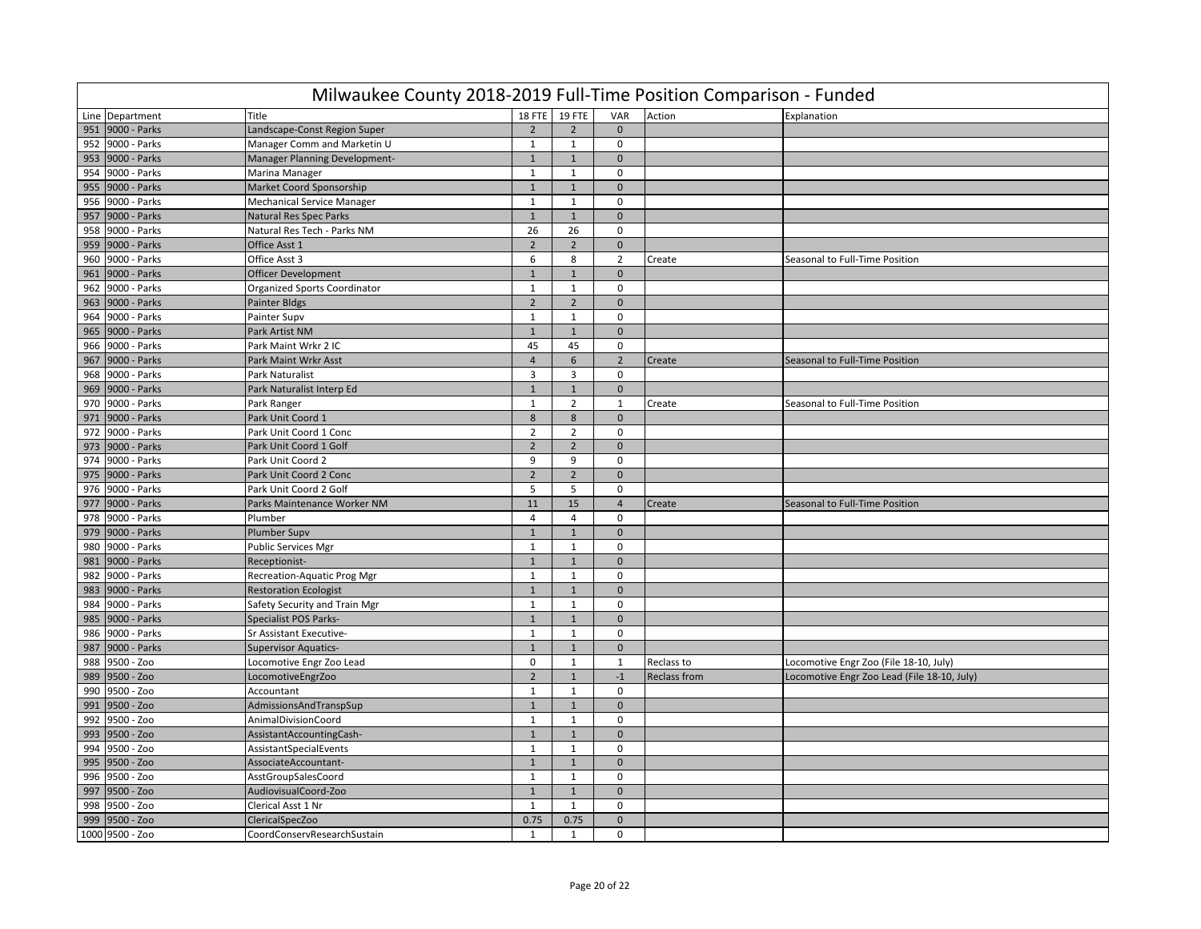# Milwaukee County 2018-2019 Full-Time Position Comparison - Funded

| Line | Department | Title | 18 FTE | 19 FTE | VAR | Action | Explanation |
|---|---|---|---|---|---|---|---|
| 951 | 9000 - Parks | Landscape-Const Region Super | 2 | 2 | 0 | | |
| 952 | 9000 - Parks | Manager Comm and Marketin U | 1 | 1 | 0 | | |
| 953 | 9000 - Parks | Manager Planning Development- | 1 | 1 | 0 | | |
| 954 | 9000 - Parks | Marina Manager | 1 | 1 | 0 | | |
| 955 | 9000 - Parks | Market Coord Sponsorship | 1 | 1 | 0 | | |
| 956 | 9000 - Parks | Mechanical Service Manager | 1 | 1 | 0 | | |
| 957 | 9000 - Parks | Natural Res Spec Parks | 1 | 1 | 0 | | |
| 958 | 9000 - Parks | Natural Res Tech - Parks NM | 26 | 26 | 0 | | |
| 959 | 9000 - Parks | Office Asst 1 | 2 | 2 | 0 | | |
| 960 | 9000 - Parks | Office Asst 3 | 6 | 8 | 2 | Create | Seasonal to Full-Time Position |
| 961 | 9000 - Parks | Officer Development | 1 | 1 | 0 | | |
| 962 | 9000 - Parks | Organized Sports Coordinator | 1 | 1 | 0 | | |
| 963 | 9000 - Parks | Painter Bldgs | 2 | 2 | 0 | | |
| 964 | 9000 - Parks | Painter Supv | 1 | 1 | 0 | | |
| 965 | 9000 - Parks | Park Artist NM | 1 | 1 | 0 | | |
| 966 | 9000 - Parks | Park Maint Wrkr 2 IC | 45 | 45 | 0 | | |
| 967 | 9000 - Parks | Park Maint Wrkr Asst | 4 | 6 | 2 | Create | Seasonal to Full-Time Position |
| 968 | 9000 - Parks | Park Naturalist | 3 | 3 | 0 | | |
| 969 | 9000 - Parks | Park Naturalist Interp Ed | 1 | 1 | 0 | | |
| 970 | 9000 - Parks | Park Ranger | 1 | 2 | 1 | Create | Seasonal to Full-Time Position |
| 971 | 9000 - Parks | Park Unit Coord 1 | 8 | 8 | 0 | | |
| 972 | 9000 - Parks | Park Unit Coord 1 Conc | 2 | 2 | 0 | | |
| 973 | 9000 - Parks | Park Unit Coord 1 Golf | 2 | 2 | 0 | | |
| 974 | 9000 - Parks | Park Unit Coord 2 | 9 | 9 | 0 | | |
| 975 | 9000 - Parks | Park Unit Coord 2 Conc | 2 | 2 | 0 | | |
| 976 | 9000 - Parks | Park Unit Coord 2 Golf | 5 | 5 | 0 | | |
| 977 | 9000 - Parks | Parks Maintenance Worker NM | 11 | 15 | 4 | Create | Seasonal to Full-Time Position |
| 978 | 9000 - Parks | Plumber | 4 | 4 | 0 | | |
| 979 | 9000 - Parks | Plumber Supv | 1 | 1 | 0 | | |
| 980 | 9000 - Parks | Public Services Mgr | 1 | 1 | 0 | | |
| 981 | 9000 - Parks | Receptionist- | 1 | 1 | 0 | | |
| 982 | 9000 - Parks | Recreation-Aquatic Prog Mgr | 1 | 1 | 0 | | |
| 983 | 9000 - Parks | Restoration Ecologist | 1 | 1 | 0 | | |
| 984 | 9000 - Parks | Safety Security and Train Mgr | 1 | 1 | 0 | | |
| 985 | 9000 - Parks | Specialist POS Parks- | 1 | 1 | 0 | | |
| 986 | 9000 - Parks | Sr Assistant Executive- | 1 | 1 | 0 | | |
| 987 | 9000 - Parks | Supervisor Aquatics- | 1 | 1 | 0 | | |
| 988 | 9500 - Zoo | Locomotive Engr Zoo Lead | 0 | 1 | 1 | Reclass to | Locomotive Engr Zoo (File 18-10, July) |
| 989 | 9500 - Zoo | LocomotiveEngrZoo | 2 | 1 | -1 | Reclass from | Locomotive Engr Zoo Lead (File 18-10, July) |
| 990 | 9500 - Zoo | Accountant | 1 | 1 | 0 | | |
| 991 | 9500 - Zoo | AdmissionsAndTranspSup | 1 | 1 | 0 | | |
| 992 | 9500 - Zoo | AnimalDivisionCoord | 1 | 1 | 0 | | |
| 993 | 9500 - Zoo | AssistantAccountingCash- | 1 | 1 | 0 | | |
| 994 | 9500 - Zoo | AssistantSpecialEvents | 1 | 1 | 0 | | |
| 995 | 9500 - Zoo | AssociateAccountant- | 1 | 1 | 0 | | |
| 996 | 9500 - Zoo | AsstGroupSalesCoord | 1 | 1 | 0 | | |
| 997 | 9500 - Zoo | AudiovisualCoord-Zoo | 1 | 1 | 0 | | |
| 998 | 9500 - Zoo | Clerical Asst 1 Nr | 1 | 1 | 0 | | |
| 999 | 9500 - Zoo | ClericalSpecZoo | 0.75 | 0.75 | 0 | | |
| 1000 | 9500 - Zoo | CoordConservResearchSustain | 1 | 1 | 0 | | |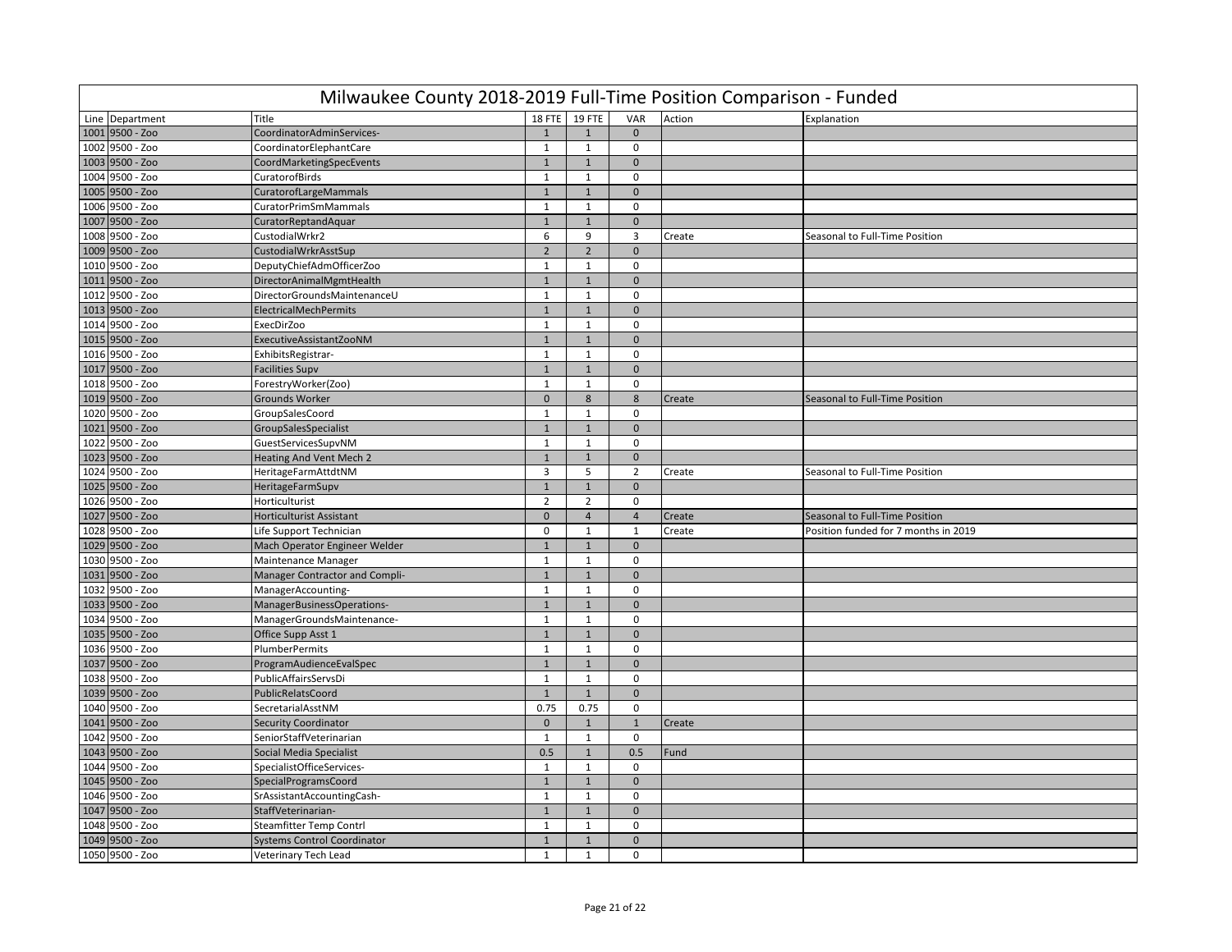# Milwaukee County 2018-2019 Full-Time Position Comparison - Funded

| Line | Department | Title | 18 FTE | 19 FTE | VAR | Action | Explanation |
|---|---|---|---|---|---|---|---|
| 1001 | 9500 - Zoo | CoordinatorAdminServices- | 1 | 1 | 0 | | |
| 1002 | 9500 - Zoo | CoordinatorElephantCare | 1 | 1 | 0 | | |
| 1003 | 9500 - Zoo | CoordMarketingSpecEvents | 1 | 1 | 0 | | |
| 1004 | 9500 - Zoo | CuratorofBirds | 1 | 1 | 0 | | |
| 1005 | 9500 - Zoo | CuratorofLargeMammals | 1 | 1 | 0 | | |
| 1006 | 9500 - Zoo | CuratorPrimSmMammals | 1 | 1 | 0 | | |
| 1007 | 9500 - Zoo | CuratorReptandAquar | 1 | 1 | 0 | | |
| 1008 | 9500 - Zoo | CustodialWrkr2 | 6 | 9 | 3 | Create | Seasonal to Full-Time Position |
| 1009 | 9500 - Zoo | CustodialWrkrAsstSup | 2 | 2 | 0 | | |
| 1010 | 9500 - Zoo | DeputyChiefAdmOfficerZoo | 1 | 1 | 0 | | |
| 1011 | 9500 - Zoo | DirectorAnimalMgmtHealth | 1 | 1 | 0 | | |
| 1012 | 9500 - Zoo | DirectorGroundsMaintenanceU | 1 | 1 | 0 | | |
| 1013 | 9500 - Zoo | ElectricalMechPermits | 1 | 1 | 0 | | |
| 1014 | 9500 - Zoo | ExecDirZoo | 1 | 1 | 0 | | |
| 1015 | 9500 - Zoo | ExecutiveAssistantZooNM | 1 | 1 | 0 | | |
| 1016 | 9500 - Zoo | ExhibitsRegistrar- | 1 | 1 | 0 | | |
| 1017 | 9500 - Zoo | Facilities Supv | 1 | 1 | 0 | | |
| 1018 | 9500 - Zoo | ForestryWorker(Zoo) | 1 | 1 | 0 | | |
| 1019 | 9500 - Zoo | Grounds Worker | 0 | 8 | 8 | Create | Seasonal to Full-Time Position |
| 1020 | 9500 - Zoo | GroupSalesCoord | 1 | 1 | 0 | | |
| 1021 | 9500 - Zoo | GroupSalesSpecialist | 1 | 1 | 0 | | |
| 1022 | 9500 - Zoo | GuestServicesSupvNM | 1 | 1 | 0 | | |
| 1023 | 9500 - Zoo | Heating And Vent Mech 2 | 1 | 1 | 0 | | |
| 1024 | 9500 - Zoo | HeritageFarmAttdtNM | 3 | 5 | 2 | Create | Seasonal to Full-Time Position |
| 1025 | 9500 - Zoo | HeritageFarmSupv | 1 | 1 | 0 | | |
| 1026 | 9500 - Zoo | Horticulturist | 2 | 2 | 0 | | |
| 1027 | 9500 - Zoo | Horticulturist Assistant | 0 | 4 | 4 | Create | Seasonal to Full-Time Position |
| 1028 | 9500 - Zoo | Life Support Technician | 0 | 1 | 1 | Create | Position funded for 7 months in 2019 |
| 1029 | 9500 - Zoo | Mach Operator Engineer Welder | 1 | 1 | 0 | | |
| 1030 | 9500 - Zoo | Maintenance Manager | 1 | 1 | 0 | | |
| 1031 | 9500 - Zoo | Manager Contractor and Compli- | 1 | 1 | 0 | | |
| 1032 | 9500 - Zoo | ManagerAccounting- | 1 | 1 | 0 | | |
| 1033 | 9500 - Zoo | ManagerBusinessOperations- | 1 | 1 | 0 | | |
| 1034 | 9500 - Zoo | ManagerGroundsMaintenance- | 1 | 1 | 0 | | |
| 1035 | 9500 - Zoo | Office Supp Asst 1 | 1 | 1 | 0 | | |
| 1036 | 9500 - Zoo | PlumberPermits | 1 | 1 | 0 | | |
| 1037 | 9500 - Zoo | ProgramAudienceEvalSpec | 1 | 1 | 0 | | |
| 1038 | 9500 - Zoo | PublicAffairsServsDi | 1 | 1 | 0 | | |
| 1039 | 9500 - Zoo | PublicRelatsCoord | 1 | 1 | 0 | | |
| 1040 | 9500 - Zoo | SecretarialAsstNM | 0.75 | 0.75 | 0 | | |
| 1041 | 9500 - Zoo | Security Coordinator | 0 | 1 | 1 | Create | |
| 1042 | 9500 - Zoo | SeniorStaffVeterinarian | 1 | 1 | 0 | | |
| 1043 | 9500 - Zoo | Social Media Specialist | 0.5 | 1 | 0.5 | Fund | |
| 1044 | 9500 - Zoo | SpecialistOfficeServices- | 1 | 1 | 0 | | |
| 1045 | 9500 - Zoo | SpecialProgramsCoord | 1 | 1 | 0 | | |
| 1046 | 9500 - Zoo | SrAssistantAccountingCash- | 1 | 1 | 0 | | |
| 1047 | 9500 - Zoo | StaffVeterinarian- | 1 | 1 | 0 | | |
| 1048 | 9500 - Zoo | Steamfitter Temp Contrl | 1 | 1 | 0 | | |
| 1049 | 9500 - Zoo | Systems Control Coordinator | 1 | 1 | 0 | | |
| 1050 | 9500 - Zoo | Veterinary Tech Lead | 1 | 1 | 0 | | |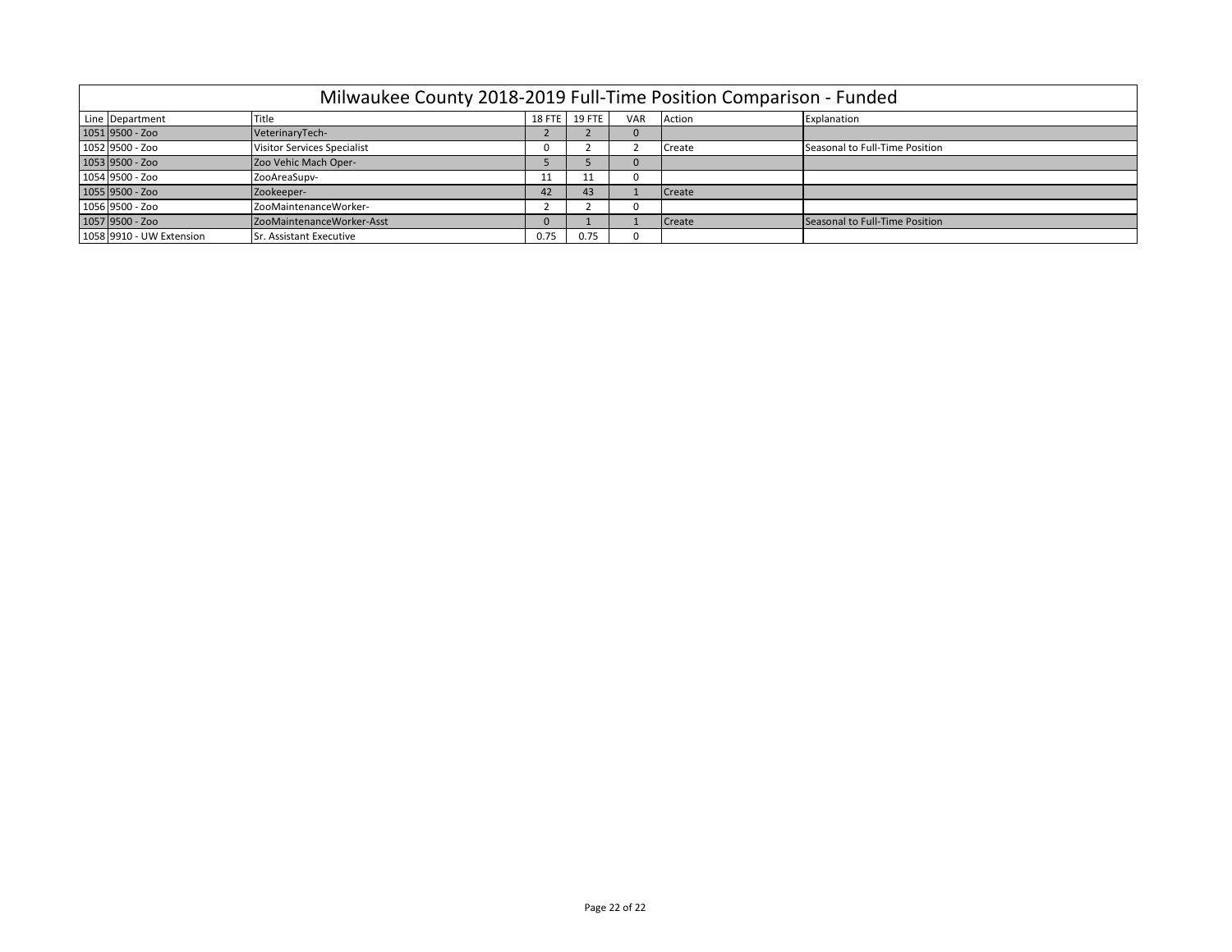# Milwaukee County 2018-2019 Full-Time Position Comparison - Funded

| Line | Department | Title | 18 FTE | 19 FTE | VAR | Action | Explanation |
|---|---|---|---|---|---|---|---|
| 1051 | 9500 - Zoo | VeterinaryTech- | 2 | 2 | 0 | | |
| 1052 | 9500 - Zoo | Visitor Services Specialist | 0 | 2 | 2 | Create | Seasonal to Full-Time Position |
| 1053 | 9500 - Zoo | Zoo Vehic Mach Oper- | 5 | 5 | 0 | | |
| 1054 | 9500 - Zoo | ZooAreaSupv- | 11 | 11 | 0 | | |
| 1055 | 9500 - Zoo | Zookeeper- | 42 | 43 | 1 | Create | |
| 1056 | 9500 - Zoo | ZooMaintenanceWorker- | 2 | 2 | 0 | | |
| 1057 | 9500 - Zoo | ZooMaintenanceWorker-Asst | 0 | 1 | 1 | Create | Seasonal to Full-Time Position |
| 1058 | 9910 - UW Extension | Sr. Assistant Executive | 0.75 | 0.75 | 0 | | |